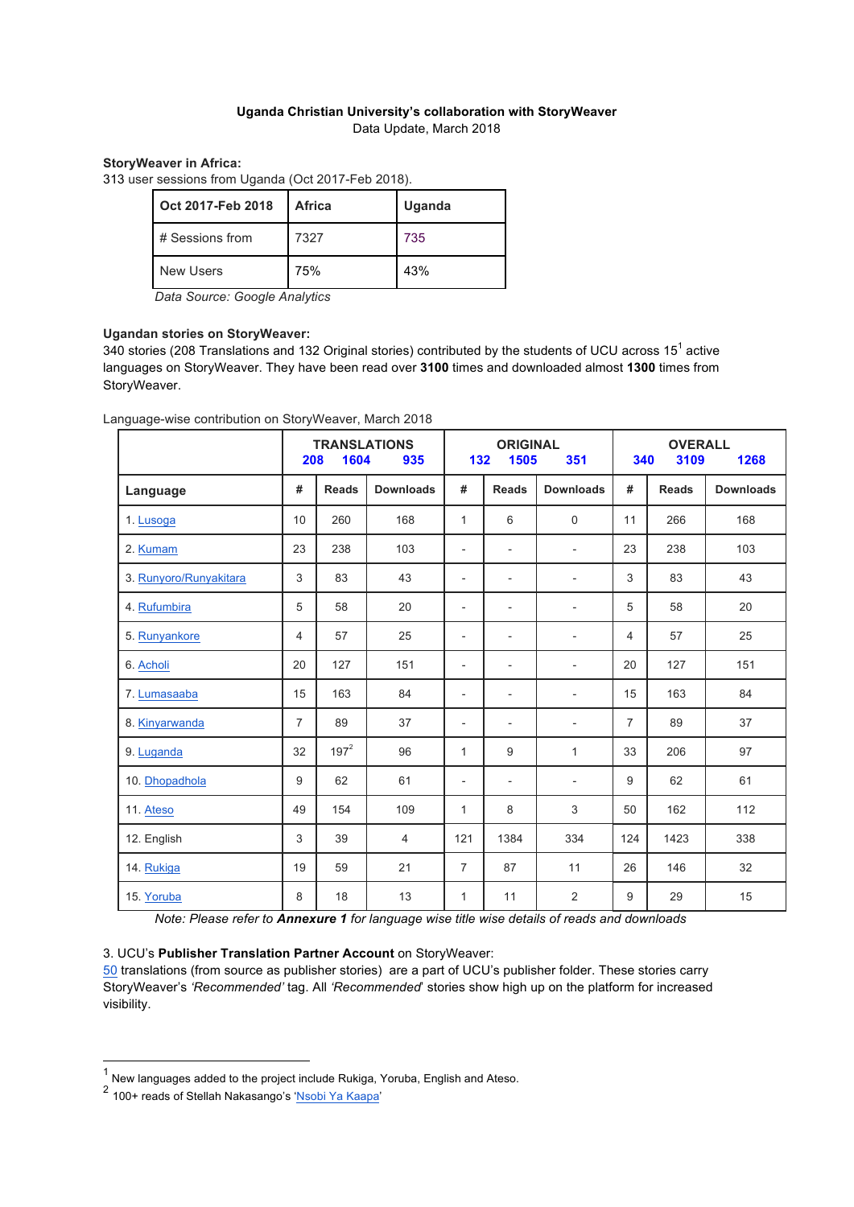**Uganda Christian University's collaboration with StoryWeaver**
Data Update, March 2018

**StoryWeaver in Africa:**
313 user sessions from Uganda (Oct 2017-Feb 2018).

| Oct 2017-Feb 2018 | Africa | Uganda |
|---|---|---|
| # Sessions from | 7327 | 735 |
| New Users | 75% | 43% |

*Data Source: Google Analytics*

**Ugandan stories on StoryWeaver:**
340 stories (208 Translations and 132 Original stories) contributed by the students of UCU across 15[1] active languages on StoryWeaver. They have been read over **3100** times and downloaded almost **1300** times from StoryWeaver.

Language-wise contribution on StoryWeaver, March 2018

| | TRANSLATIONS 208 1604 935 | | | ORIGINAL 132 1505 351 | | | OVERALL 340 3109 1268 | | |
|---|---|---|---|---|---|---|---|---|---|
| **Language** | **#** | **Reads** | **Downloads** | **#** | **Reads** | **Downloads** | **#** | **Reads** | **Downloads** |
| 1. Lusoga | 10 | 260 | 168 | 1 | 6 | 0 | 11 | 266 | 168 |
| 2. Kumam | 23 | 238 | 103 | - | - | - | 23 | 238 | 103 |
| 3. Runyoro/Runyakitara | 3 | 83 | 43 | - | - | - | 3 | 83 | 43 |
| 4. Rufumbira | 5 | 58 | 20 | - | - | - | 5 | 58 | 20 |
| 5. Runyankore | 4 | 57 | 25 | - | - | - | 4 | 57 | 25 |
| 6. Acholi | 20 | 127 | 151 | - | - | - | 20 | 127 | 151 |
| 7. Lumasaaba | 15 | 163 | 84 | - | - | - | 15 | 163 | 84 |
| 8. Kinyarwanda | 7 | 89 | 37 | - | - | - | 7 | 89 | 37 |
| 9. Luganda | 32 | 197[2] | 96 | 1 | 9 | 1 | 33 | 206 | 97 |
| 10. Dhopadhola | 9 | 62 | 61 | - | - | - | 9 | 62 | 61 |
| 11. Ateso | 49 | 154 | 109 | 1 | 8 | 3 | 50 | 162 | 112 |
| 12. English | 3 | 39 | 4 | 121 | 1384 | 334 | 124 | 1423 | 338 |
| 14. Rukiga | 19 | 59 | 21 | 7 | 87 | 11 | 26 | 146 | 32 |
| 15. Yoruba | 8 | 18 | 13 | 1 | 11 | 2 | 9 | 29 | 15 |

*Note: Please refer to **Annexure 1** for language wise title wise details of reads and downloads*

3. UCU's **Publisher Translation Partner Account** on StoryWeaver:
50 translations (from source as publisher stories) are a part of UCU's publisher folder. These stories carry StoryWeaver's *'Recommended'* tag. All *'Recommended'* stories show high up on the platform for increased visibility.

---

[1] New languages added to the project include Rukiga, Yoruba, English and Ateso.

[2] 100+ reads of Stellah Nakasango's 'Nsobi Ya Kaapa'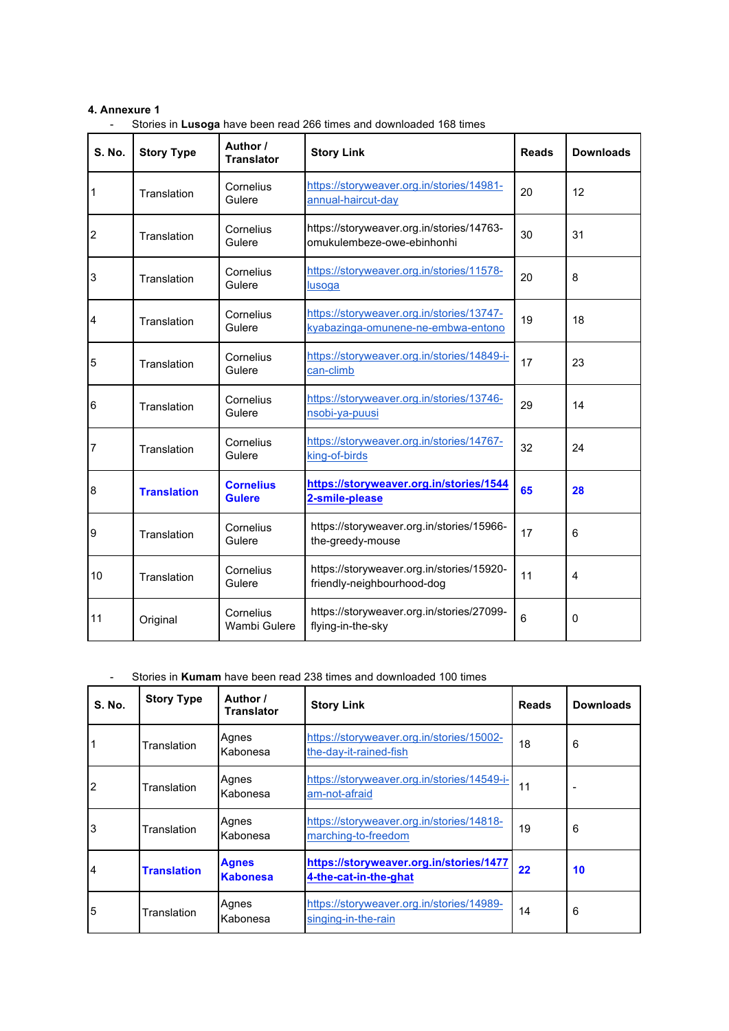**4. Annexure 1**

- Stories in **Lusoga** have been read 266 times and downloaded 168 times

| S. No. | Story Type | Author / Translator | Story Link | Reads | Downloads |
|---|---|---|---|---|---|
| 1 | Translation | Cornelius Gulere | https://storyweaver.org.in/stories/14981-annual-haircut-day | 20 | 12 |
| 2 | Translation | Cornelius Gulere | https://storyweaver.org.in/stories/14763-omukulembeze-owe-ebinhonhi | 30 | 31 |
| 3 | Translation | Cornelius Gulere | https://storyweaver.org.in/stories/11578-lusoga | 20 | 8 |
| 4 | Translation | Cornelius Gulere | https://storyweaver.org.in/stories/13747-kyabazinga-omunene-ne-embwa-entono | 19 | 18 |
| 5 | Translation | Cornelius Gulere | https://storyweaver.org.in/stories/14849-i-can-climb | 17 | 23 |
| 6 | Translation | Cornelius Gulere | https://storyweaver.org.in/stories/13746-nsobi-ya-puusi | 29 | 14 |
| 7 | Translation | Cornelius Gulere | https://storyweaver.org.in/stories/14767-king-of-birds | 32 | 24 |
| 8 | **Translation** | **Cornelius Gulere** | **https://storyweaver.org.in/stories/15442-smile-please** | **65** | **28** |
| 9 | Translation | Cornelius Gulere | https://storyweaver.org.in/stories/15966-the-greedy-mouse | 17 | 6 |
| 10 | Translation | Cornelius Gulere | https://storyweaver.org.in/stories/15920-friendly-neighbourhood-dog | 11 | 4 |
| 11 | Original | Cornelius Wambi Gulere | https://storyweaver.org.in/stories/27099-flying-in-the-sky | 6 | 0 |

- Stories in **Kumam** have been read 238 times and downloaded 100 times

| S. No. | Story Type | Author / Translator | Story Link | Reads | Downloads |
|---|---|---|---|---|---|
| 1 | Translation | Agnes Kabonesa | https://storyweaver.org.in/stories/15002-the-day-it-rained-fish | 18 | 6 |
| 2 | Translation | Agnes Kabonesa | https://storyweaver.org.in/stories/14549-i-am-not-afraid | 11 | - |
| 3 | Translation | Agnes Kabonesa | https://storyweaver.org.in/stories/14818-marching-to-freedom | 19 | 6 |
| 4 | **Translation** | **Agnes Kabonesa** | **https://storyweaver.org.in/stories/14774-the-cat-in-the-ghat** | **22** | **10** |
| 5 | Translation | Agnes Kabonesa | https://storyweaver.org.in/stories/14989-singing-in-the-rain | 14 | 6 |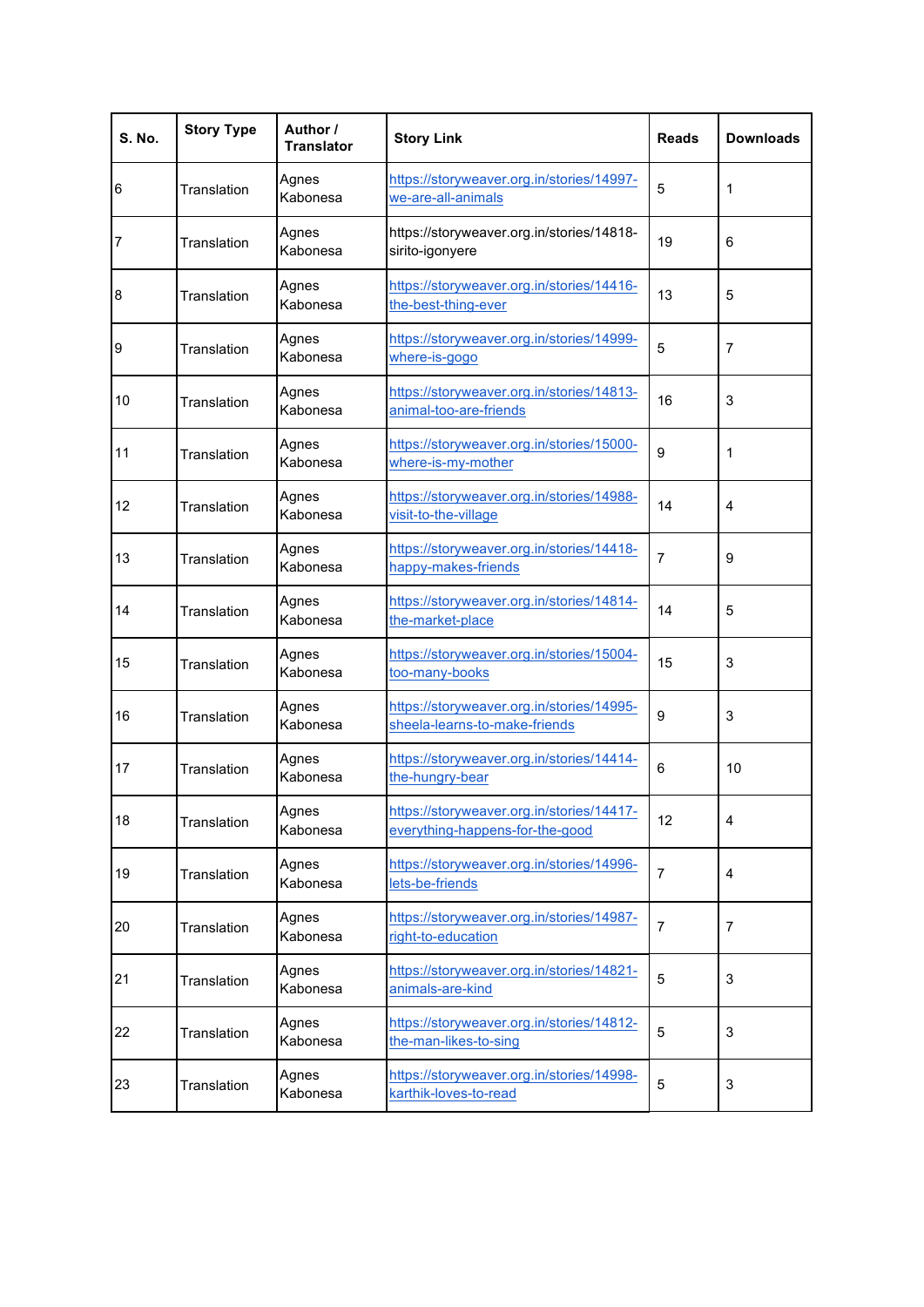| S. No. | Story Type | Author / Translator | Story Link | Reads | Downloads |
|---|---|---|---|---|---|
| 6 | Translation | Agnes Kabonesa | https://storyweaver.org.in/stories/14997-we-are-all-animals | 5 | 1 |
| 7 | Translation | Agnes Kabonesa | https://storyweaver.org.in/stories/14818-sirito-igonyere | 19 | 6 |
| 8 | Translation | Agnes Kabonesa | https://storyweaver.org.in/stories/14416-the-best-thing-ever | 13 | 5 |
| 9 | Translation | Agnes Kabonesa | https://storyweaver.org.in/stories/14999-where-is-gogo | 5 | 7 |
| 10 | Translation | Agnes Kabonesa | https://storyweaver.org.in/stories/14813-animal-too-are-friends | 16 | 3 |
| 11 | Translation | Agnes Kabonesa | https://storyweaver.org.in/stories/15000-where-is-my-mother | 9 | 1 |
| 12 | Translation | Agnes Kabonesa | https://storyweaver.org.in/stories/14988-visit-to-the-village | 14 | 4 |
| 13 | Translation | Agnes Kabonesa | https://storyweaver.org.in/stories/14418-happy-makes-friends | 7 | 9 |
| 14 | Translation | Agnes Kabonesa | https://storyweaver.org.in/stories/14814-the-market-place | 14 | 5 |
| 15 | Translation | Agnes Kabonesa | https://storyweaver.org.in/stories/15004-too-many-books | 15 | 3 |
| 16 | Translation | Agnes Kabonesa | https://storyweaver.org.in/stories/14995-sheela-learns-to-make-friends | 9 | 3 |
| 17 | Translation | Agnes Kabonesa | https://storyweaver.org.in/stories/14414-the-hungry-bear | 6 | 10 |
| 18 | Translation | Agnes Kabonesa | https://storyweaver.org.in/stories/14417-everything-happens-for-the-good | 12 | 4 |
| 19 | Translation | Agnes Kabonesa | https://storyweaver.org.in/stories/14996-lets-be-friends | 7 | 4 |
| 20 | Translation | Agnes Kabonesa | https://storyweaver.org.in/stories/14987-right-to-education | 7 | 7 |
| 21 | Translation | Agnes Kabonesa | https://storyweaver.org.in/stories/14821-animals-are-kind | 5 | 3 |
| 22 | Translation | Agnes Kabonesa | https://storyweaver.org.in/stories/14812-the-man-likes-to-sing | 5 | 3 |
| 23 | Translation | Agnes Kabonesa | https://storyweaver.org.in/stories/14998-karthik-loves-to-read | 5 | 3 |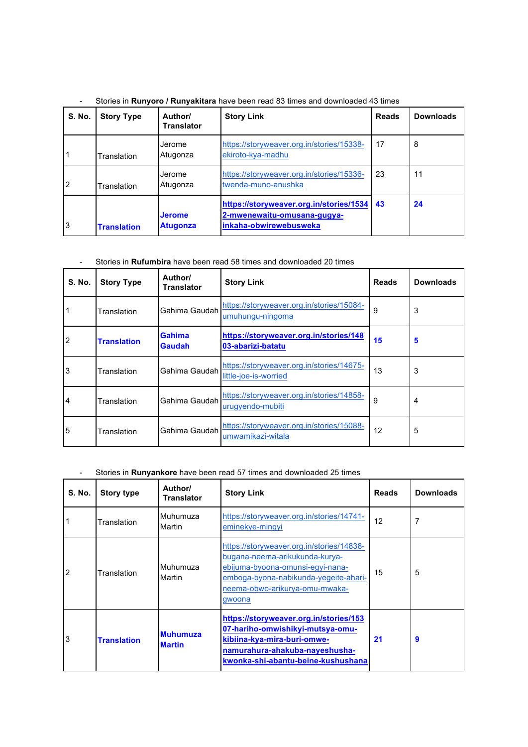- Stories in **Runyoro / Runyakitara** have been read 83 times and downloaded 43 times

| S. No. | Story Type | Author/ Translator | Story Link | Reads | Downloads |
|---|---|---|---|---|---|
| 1 | Translation | Jerome Atugonza | https://storyweaver.org.in/stories/15338-ekiroto-kya-madhu | 17 | 8 |
| 2 | Translation | Jerome Atugonza | https://storyweaver.org.in/stories/15336-twenda-muno-anushka | 23 | 11 |
| 3 | **Translation** | **Jerome Atugonza** | **https://storyweaver.org.in/stories/15342-mwenewaitu-omusana-gugya-inkaha-obwirewebusweka** | **43** | **24** |

- Stories in **Rufumbira** have been read 58 times and downloaded 20 times

| S. No. | Story Type | Author/ Translator | Story Link | Reads | Downloads |
|---|---|---|---|---|---|
| 1 | Translation | Gahima Gaudah | https://storyweaver.org.in/stories/15084-umuhungu-ningoma | 9 | 3 |
| 2 | **Translation** | **Gahima Gaudah** | **https://storyweaver.org.in/stories/14803-abarizi-batatu** | **15** | **5** |
| 3 | Translation | Gahima Gaudah | https://storyweaver.org.in/stories/14675-little-joe-is-worried | 13 | 3 |
| 4 | Translation | Gahima Gaudah | https://storyweaver.org.in/stories/14858-urugyendo-mubiti | 9 | 4 |
| 5 | Translation | Gahima Gaudah | https://storyweaver.org.in/stories/15088-umwamikazi-witala | 12 | 5 |

- Stories in **Runyankore** have been read 57 times and downloaded 25 times

| S. No. | Story type | Author/ Translator | Story Link | Reads | Downloads |
|---|---|---|---|---|---|
| 1 | Translation | Muhumuza Martin | https://storyweaver.org.in/stories/14741-eminekye-mingyi | 12 | 7 |
| 2 | Translation | Muhumuza Martin | https://storyweaver.org.in/stories/14838-bugana-neema-arikukunda-kurya-ebijuma-byoona-omunsi-egyi-nana-emboga-byona-nabikunda-yegeite-ahari-neema-obwo-arikurya-omu-mwaka-gwoona | 15 | 5 |
| 3 | **Translation** | **Muhumuza Martin** | **https://storyweaver.org.in/stories/15307-hariho-omwishikyi-mutsya-omu-kibiina-kya-mira-buri-omwe-namurahura-ahakuba-nayeshusha-kwonka-shi-abantu-beine-kushushana** | **21** | **9** |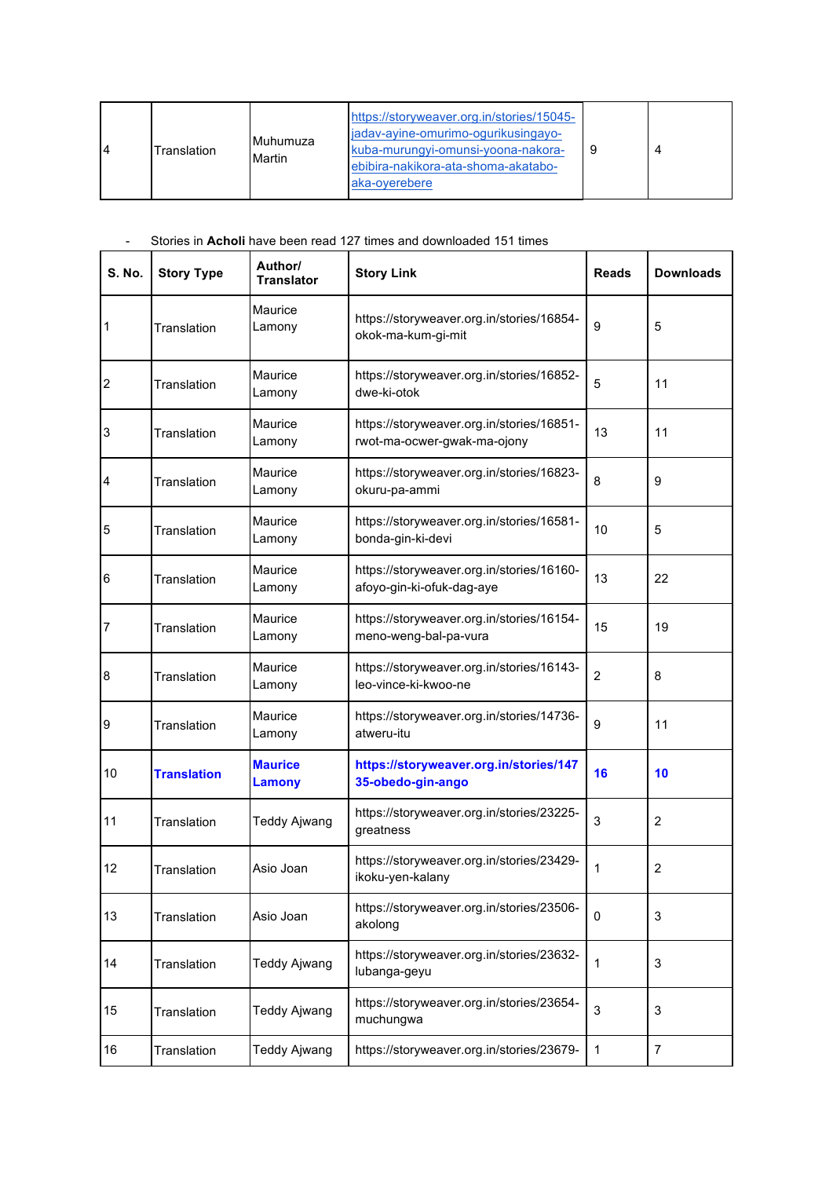| 4 | Translation | Muhumuza Martin | https://storyweaver.org.in/stories/15045-jadav-ayine-omurimo-ogurikusingayo-kuba-murungyi-omunsi-yoona-nakora-ebibira-nakikora-ata-shoma-akatabo-aka-oyerebere | 9 | 4 |
|---|---|---|---|---|---|

- Stories in **Acholi** have been read 127 times and downloaded 151 times

| S. No. | Story Type | Author/ Translator | Story Link | Reads | Downloads |
|---|---|---|---|---|---|
| 1 | Translation | Maurice Lamony | https://storyweaver.org.in/stories/16854-okok-ma-kum-gi-mit | 9 | 5 |
| 2 | Translation | Maurice Lamony | https://storyweaver.org.in/stories/16852-dwe-ki-otok | 5 | 11 |
| 3 | Translation | Maurice Lamony | https://storyweaver.org.in/stories/16851-rwot-ma-ocwer-gwak-ma-ojony | 13 | 11 |
| 4 | Translation | Maurice Lamony | https://storyweaver.org.in/stories/16823-okuru-pa-ammi | 8 | 9 |
| 5 | Translation | Maurice Lamony | https://storyweaver.org.in/stories/16581-bonda-gin-ki-devi | 10 | 5 |
| 6 | Translation | Maurice Lamony | https://storyweaver.org.in/stories/16160-afoyo-gin-ki-ofuk-dag-aye | 13 | 22 |
| 7 | Translation | Maurice Lamony | https://storyweaver.org.in/stories/16154-meno-weng-bal-pa-vura | 15 | 19 |
| 8 | Translation | Maurice Lamony | https://storyweaver.org.in/stories/16143-leo-vince-ki-kwoo-ne | 2 | 8 |
| 9 | Translation | Maurice Lamony | https://storyweaver.org.in/stories/14736-atweru-itu | 9 | 11 |
| 10 | **Translation** | **Maurice Lamony** | **https://storyweaver.org.in/stories/14735-obedo-gin-ango** | **16** | **10** |
| 11 | Translation | Teddy Ajwang | https://storyweaver.org.in/stories/23225-greatness | 3 | 2 |
| 12 | Translation | Asio Joan | https://storyweaver.org.in/stories/23429-ikoku-yen-kalany | 1 | 2 |
| 13 | Translation | Asio Joan | https://storyweaver.org.in/stories/23506-akolong | 0 | 3 |
| 14 | Translation | Teddy Ajwang | https://storyweaver.org.in/stories/23632-lubanga-geyu | 1 | 3 |
| 15 | Translation | Teddy Ajwang | https://storyweaver.org.in/stories/23654-muchungwa | 3 | 3 |
| 16 | Translation | Teddy Ajwang | https://storyweaver.org.in/stories/23679- | 1 | 7 |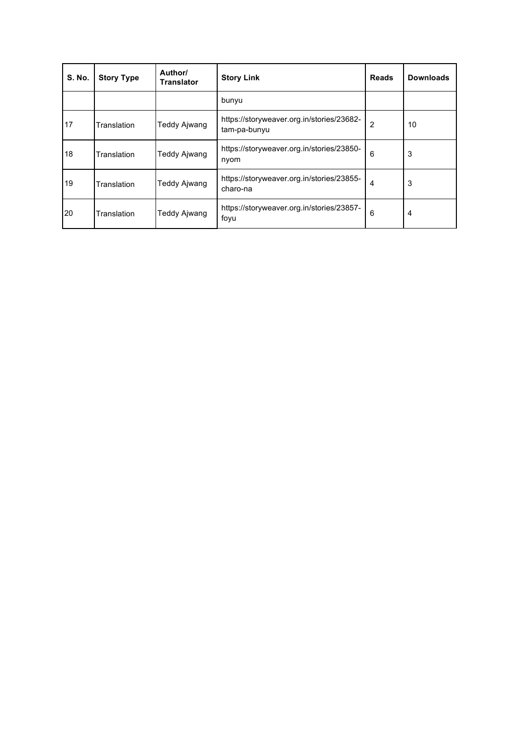| S. No. | Story Type | Author/ Translator | Story Link | Reads | Downloads |
|---|---|---|---|---|---|
| | | | bunyu | | |
| 17 | Translation | Teddy Ajwang | https://storyweaver.org.in/stories/23682-tam-pa-bunyu | 2 | 10 |
| 18 | Translation | Teddy Ajwang | https://storyweaver.org.in/stories/23850-nyom | 6 | 3 |
| 19 | Translation | Teddy Ajwang | https://storyweaver.org.in/stories/23855-charo-na | 4 | 3 |
| 20 | Translation | Teddy Ajwang | https://storyweaver.org.in/stories/23857-foyu | 6 | 4 |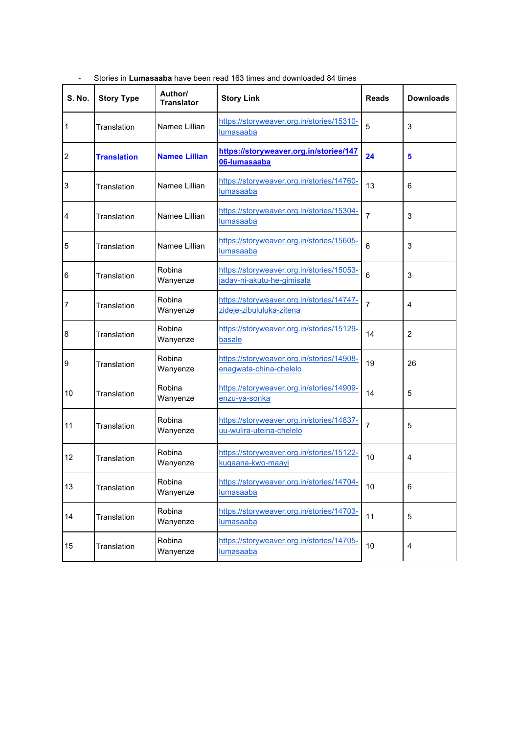- Stories in **Lumasaaba** have been read 163 times and downloaded 84 times

| S. No. | Story Type | Author/ Translator | Story Link | Reads | Downloads |
|---|---|---|---|---|---|
| 1 | Translation | Namee Lillian | https://storyweaver.org.in/stories/15310-lumasaaba | 5 | 3 |
| 2 | **Translation** | **Namee Lillian** | **https://storyweaver.org.in/stories/14706-lumasaaba** | **24** | **5** |
| 3 | Translation | Namee Lillian | https://storyweaver.org.in/stories/14760-lumasaaba | 13 | 6 |
| 4 | Translation | Namee Lillian | https://storyweaver.org.in/stories/15304-lumasaaba | 7 | 3 |
| 5 | Translation | Namee Lillian | https://storyweaver.org.in/stories/15605-lumasaaba | 6 | 3 |
| 6 | Translation | Robina Wanyenze | https://storyweaver.org.in/stories/15053-jadav-ni-akutu-he-gimisala | 6 | 3 |
| 7 | Translation | Robina Wanyenze | https://storyweaver.org.in/stories/14747-zideje-zibululuka-zitena | 7 | 4 |
| 8 | Translation | Robina Wanyenze | https://storyweaver.org.in/stories/15129-basale | 14 | 2 |
| 9 | Translation | Robina Wanyenze | https://storyweaver.org.in/stories/14908-enagwata-china-chelelo | 19 | 26 |
| 10 | Translation | Robina Wanyenze | https://storyweaver.org.in/stories/14909-enzu-ya-sonka | 14 | 5 |
| 11 | Translation | Robina Wanyenze | https://storyweaver.org.in/stories/14837-uu-wulira-uteina-chelelo | 7 | 5 |
| 12 | Translation | Robina Wanyenze | https://storyweaver.org.in/stories/15122-kugaana-kwo-maayi | 10 | 4 |
| 13 | Translation | Robina Wanyenze | https://storyweaver.org.in/stories/14704-lumasaaba | 10 | 6 |
| 14 | Translation | Robina Wanyenze | https://storyweaver.org.in/stories/14703-lumasaaba | 11 | 5 |
| 15 | Translation | Robina Wanyenze | https://storyweaver.org.in/stories/14705-lumasaaba | 10 | 4 |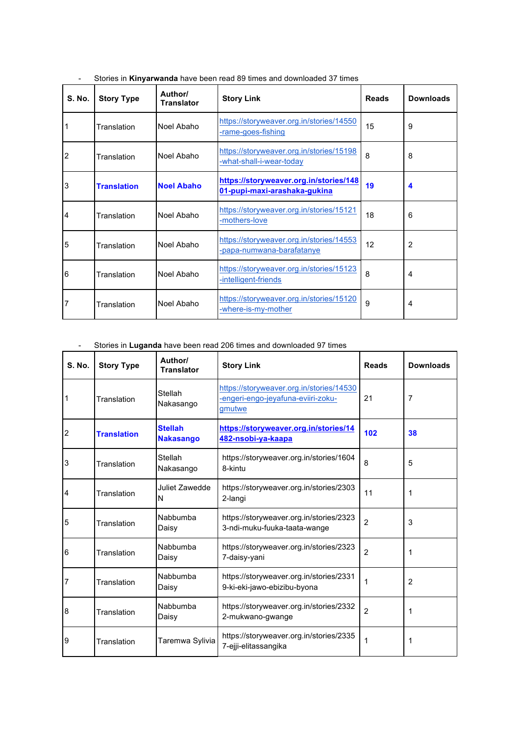- Stories in **Kinyarwanda** have been read 89 times and downloaded 37 times

| S. No. | Story Type | Author/ Translator | Story Link | Reads | Downloads |
|---|---|---|---|---|---|
| 1 | Translation | Noel Abaho | https://storyweaver.org.in/stories/14550-rame-goes-fishing | 15 | 9 |
| 2 | Translation | Noel Abaho | https://storyweaver.org.in/stories/15198-what-shall-i-wear-today | 8 | 8 |
| 3 | **Translation** | **Noel Abaho** | **https://storyweaver.org.in/stories/14801-pupi-maxi-arashaka-gukina** | **19** | **4** |
| 4 | Translation | Noel Abaho | https://storyweaver.org.in/stories/15121-mothers-love | 18 | 6 |
| 5 | Translation | Noel Abaho | https://storyweaver.org.in/stories/14553-papa-numwana-barafatanye | 12 | 2 |
| 6 | Translation | Noel Abaho | https://storyweaver.org.in/stories/15123-intelligent-friends | 8 | 4 |
| 7 | Translation | Noel Abaho | https://storyweaver.org.in/stories/15120-where-is-my-mother | 9 | 4 |

- Stories in **Luganda** have been read 206 times and downloaded 97 times

| S. No. | Story Type | Author/ Translator | Story Link | Reads | Downloads |
|---|---|---|---|---|---|
| 1 | Translation | Stellah Nakasango | https://storyweaver.org.in/stories/14530-engeri-engo-jeyafuna-eviiri-zoku-gmutwe | 21 | 7 |
| 2 | **Translation** | **Stellah Nakasango** | **https://storyweaver.org.in/stories/14482-nsobi-ya-kaapa** | **102** | **38** |
| 3 | Translation | Stellah Nakasango | https://storyweaver.org.in/stories/16048-kintu | 8 | 5 |
| 4 | Translation | Juliet Zawedde N | https://storyweaver.org.in/stories/23032-langi | 11 | 1 |
| 5 | Translation | Nabbumba Daisy | https://storyweaver.org.in/stories/23233-ndi-muku-fuuka-taata-wange | 2 | 3 |
| 6 | Translation | Nabbumba Daisy | https://storyweaver.org.in/stories/23237-daisy-yani | 2 | 1 |
| 7 | Translation | Nabbumba Daisy | https://storyweaver.org.in/stories/23319-ki-eki-jawo-ebizibu-byona | 1 | 2 |
| 8 | Translation | Nabbumba Daisy | https://storyweaver.org.in/stories/23322-mukwano-gwange | 2 | 1 |
| 9 | Translation | Taremwa Sylivia | https://storyweaver.org.in/stories/23357-ejji-elitassangika | 1 | 1 |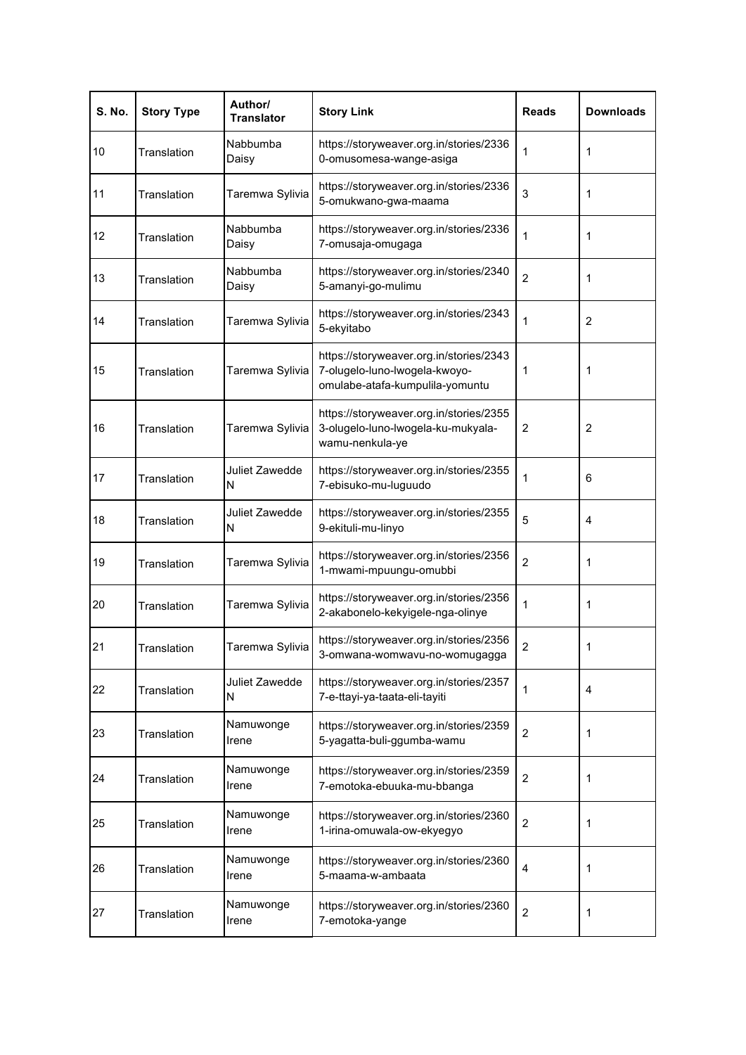| S. No. | Story Type | Author/ Translator | Story Link | Reads | Downloads |
|---|---|---|---|---|---|
| 10 | Translation | Nabbumba Daisy | https://storyweaver.org.in/stories/23360-omusomesa-wange-asiga | 1 | 1 |
| 11 | Translation | Taremwa Sylivia | https://storyweaver.org.in/stories/23365-omukwano-gwa-maama | 3 | 1 |
| 12 | Translation | Nabbumba Daisy | https://storyweaver.org.in/stories/23367-omusaja-omugaga | 1 | 1 |
| 13 | Translation | Nabbumba Daisy | https://storyweaver.org.in/stories/23405-amanyi-go-mulimu | 2 | 1 |
| 14 | Translation | Taremwa Sylivia | https://storyweaver.org.in/stories/23435-ekyitabo | 1 | 2 |
| 15 | Translation | Taremwa Sylivia | https://storyweaver.org.in/stories/23437-olugelo-luno-lwogela-kwoyo-omulabe-atafa-kumpulila-yomuntu | 1 | 1 |
| 16 | Translation | Taremwa Sylivia | https://storyweaver.org.in/stories/23553-olugelo-luno-lwogela-ku-mukyala-wamu-nenkula-ye | 2 | 2 |
| 17 | Translation | Juliet Zawedde N | https://storyweaver.org.in/stories/23557-ebisuko-mu-luguudo | 1 | 6 |
| 18 | Translation | Juliet Zawedde N | https://storyweaver.org.in/stories/23559-ekituli-mu-linyo | 5 | 4 |
| 19 | Translation | Taremwa Sylivia | https://storyweaver.org.in/stories/23561-mwami-mpuungu-omubbi | 2 | 1 |
| 20 | Translation | Taremwa Sylivia | https://storyweaver.org.in/stories/23562-akabonelo-kekyigele-nga-olinye | 1 | 1 |
| 21 | Translation | Taremwa Sylivia | https://storyweaver.org.in/stories/23563-omwana-womwavu-no-womugagga | 2 | 1 |
| 22 | Translation | Juliet Zawedde N | https://storyweaver.org.in/stories/23577-e-ttayi-ya-taata-eli-tayiti | 1 | 4 |
| 23 | Translation | Namuwonge Irene | https://storyweaver.org.in/stories/23595-yagatta-buli-ggumba-wamu | 2 | 1 |
| 24 | Translation | Namuwonge Irene | https://storyweaver.org.in/stories/23597-emotoka-ebuuka-mu-bbanga | 2 | 1 |
| 25 | Translation | Namuwonge Irene | https://storyweaver.org.in/stories/23601-irina-omuwala-ow-ekyegyo | 2 | 1 |
| 26 | Translation | Namuwonge Irene | https://storyweaver.org.in/stories/23605-maama-w-ambaata | 4 | 1 |
| 27 | Translation | Namuwonge Irene | https://storyweaver.org.in/stories/23607-emotoka-yange | 2 | 1 |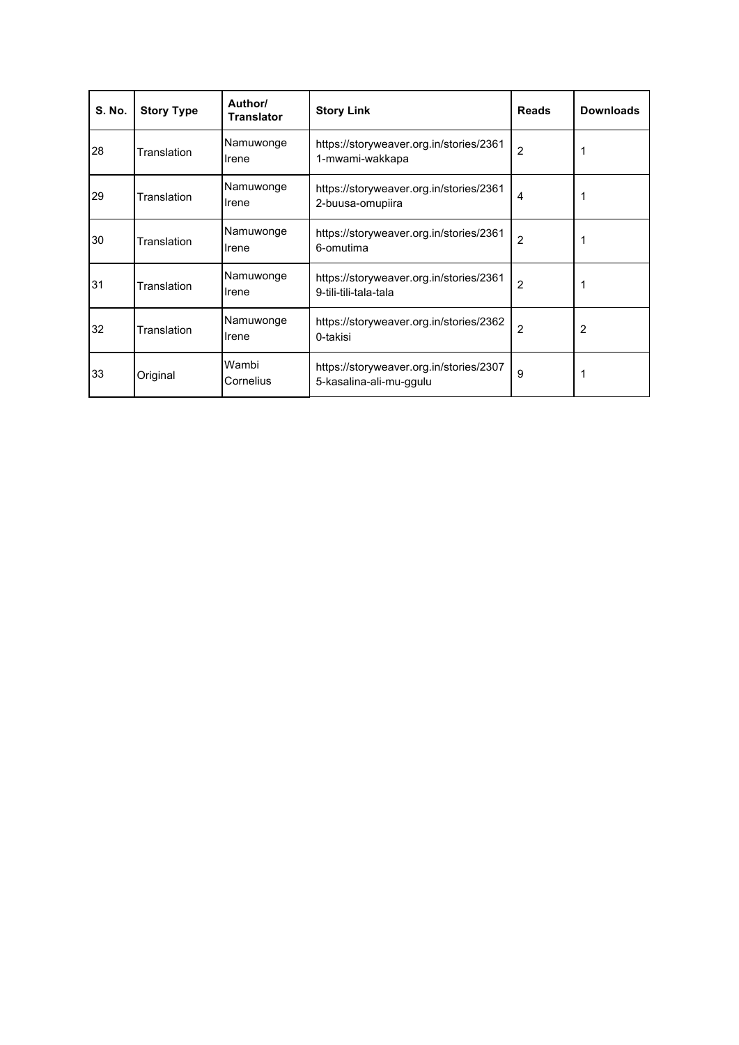| S. No. | Story Type | Author/ Translator | Story Link | Reads | Downloads |
|---|---|---|---|---|---|
| 28 | Translation | Namuwonge Irene | https://storyweaver.org.in/stories/23611-mwami-wakkapa | 2 | 1 |
| 29 | Translation | Namuwonge Irene | https://storyweaver.org.in/stories/23612-buusa-omupiira | 4 | 1 |
| 30 | Translation | Namuwonge Irene | https://storyweaver.org.in/stories/23616-omutima | 2 | 1 |
| 31 | Translation | Namuwonge Irene | https://storyweaver.org.in/stories/23619-tili-tili-tala-tala | 2 | 1 |
| 32 | Translation | Namuwonge Irene | https://storyweaver.org.in/stories/23620-takisi | 2 | 2 |
| 33 | Original | Wambi Cornelius | https://storyweaver.org.in/stories/23075-kasalina-ali-mu-ggulu | 9 | 1 |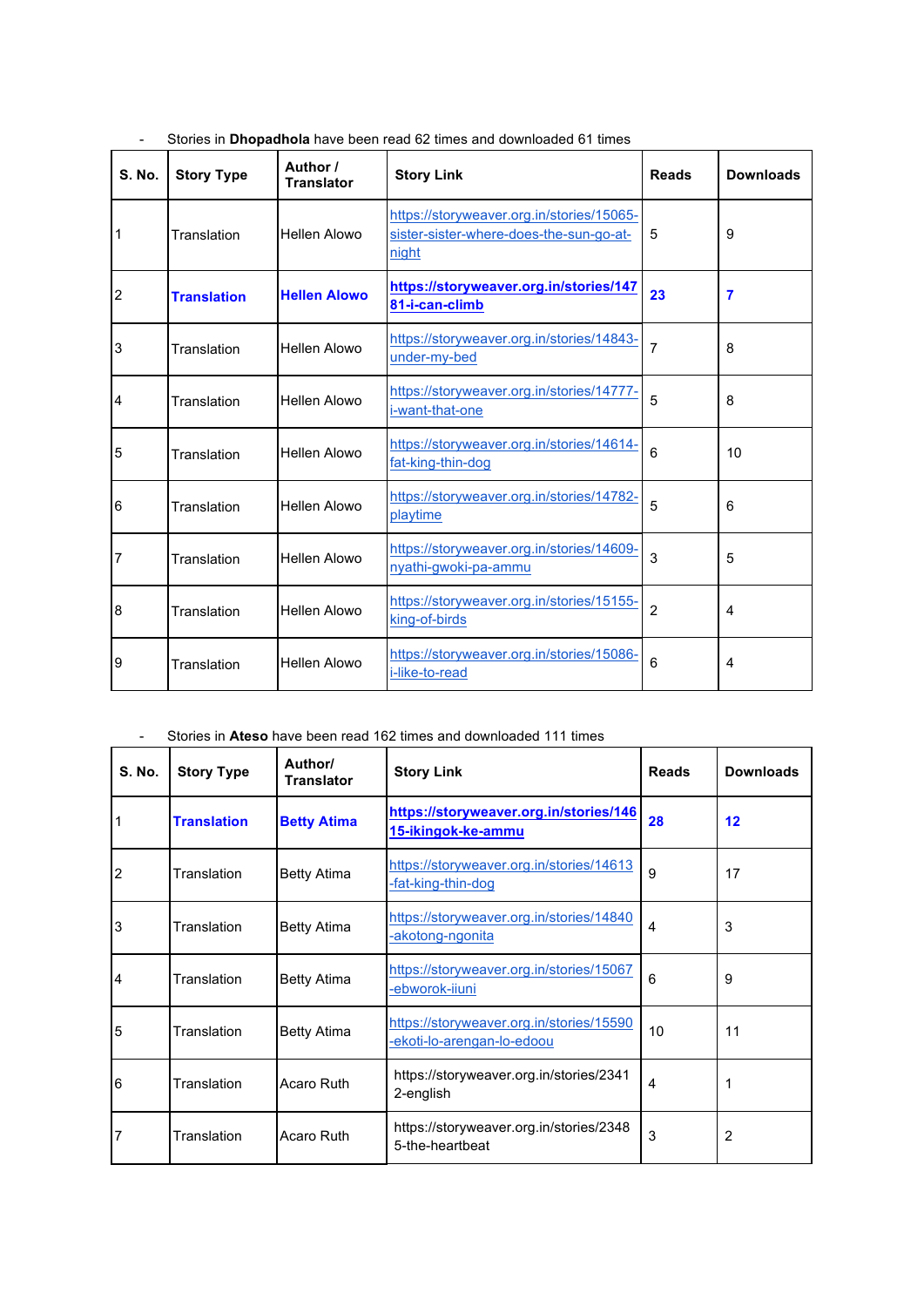- Stories in **Dhopadhola** have been read 62 times and downloaded 61 times

| S. No. | Story Type | Author / Translator | Story Link | Reads | Downloads |
|---|---|---|---|---|---|
| 1 | Translation | Hellen Alowo | https://storyweaver.org.in/stories/15065-sister-sister-where-does-the-sun-go-at-night | 5 | 9 |
| 2 | **Translation** | **Hellen Alowo** | **https://storyweaver.org.in/stories/14781-i-can-climb** | **23** | **7** |
| 3 | Translation | Hellen Alowo | https://storyweaver.org.in/stories/14843-under-my-bed | 7 | 8 |
| 4 | Translation | Hellen Alowo | https://storyweaver.org.in/stories/14777-i-want-that-one | 5 | 8 |
| 5 | Translation | Hellen Alowo | https://storyweaver.org.in/stories/14614-fat-king-thin-dog | 6 | 10 |
| 6 | Translation | Hellen Alowo | https://storyweaver.org.in/stories/14782-playtime | 5 | 6 |
| 7 | Translation | Hellen Alowo | https://storyweaver.org.in/stories/14609-nyathi-gwoki-pa-ammu | 3 | 5 |
| 8 | Translation | Hellen Alowo | https://storyweaver.org.in/stories/15155-king-of-birds | 2 | 4 |
| 9 | Translation | Hellen Alowo | https://storyweaver.org.in/stories/15086-i-like-to-read | 6 | 4 |

- Stories in **Ateso** have been read 162 times and downloaded 111 times

| S. No. | Story Type | Author/ Translator | Story Link | Reads | Downloads |
|---|---|---|---|---|---|
| 1 | **Translation** | **Betty Atima** | **https://storyweaver.org.in/stories/14615-ikingok-ke-ammu** | **28** | **12** |
| 2 | Translation | Betty Atima | https://storyweaver.org.in/stories/14613-fat-king-thin-dog | 9 | 17 |
| 3 | Translation | Betty Atima | https://storyweaver.org.in/stories/14840-akotong-ngonita | 4 | 3 |
| 4 | Translation | Betty Atima | https://storyweaver.org.in/stories/15067-ebworok-iiuni | 6 | 9 |
| 5 | Translation | Betty Atima | https://storyweaver.org.in/stories/15590-ekoti-lo-arengan-lo-edoou | 10 | 11 |
| 6 | Translation | Acaro Ruth | https://storyweaver.org.in/stories/23412-english | 4 | 1 |
| 7 | Translation | Acaro Ruth | https://storyweaver.org.in/stories/23485-the-heartbeat | 3 | 2 |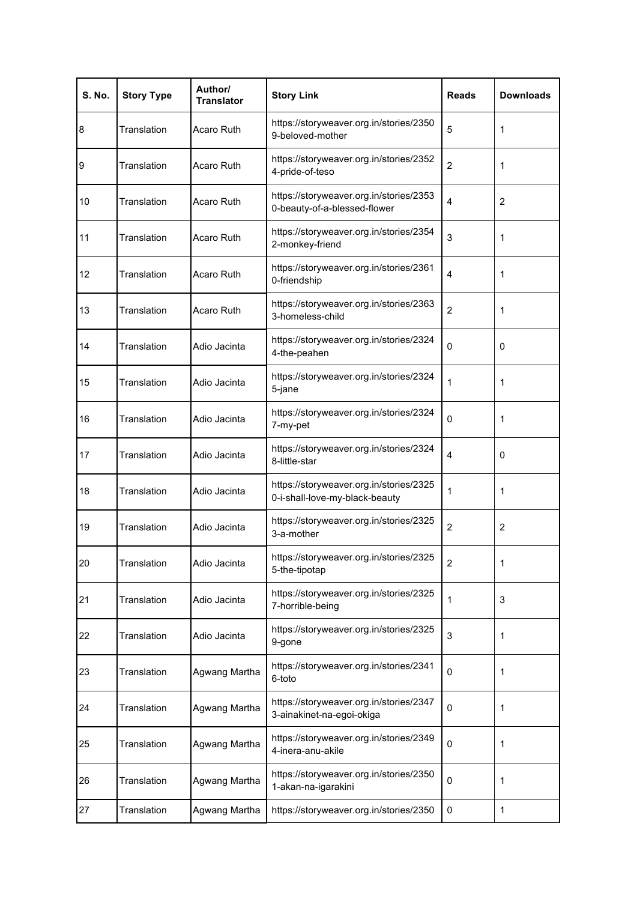| S. No. | Story Type | Author/ Translator | Story Link | Reads | Downloads |
|---|---|---|---|---|---|
| 8 | Translation | Acaro Ruth | https://storyweaver.org.in/stories/23509-beloved-mother | 5 | 1 |
| 9 | Translation | Acaro Ruth | https://storyweaver.org.in/stories/23524-pride-of-teso | 2 | 1 |
| 10 | Translation | Acaro Ruth | https://storyweaver.org.in/stories/23530-beauty-of-a-blessed-flower | 4 | 2 |
| 11 | Translation | Acaro Ruth | https://storyweaver.org.in/stories/23542-monkey-friend | 3 | 1 |
| 12 | Translation | Acaro Ruth | https://storyweaver.org.in/stories/23610-friendship | 4 | 1 |
| 13 | Translation | Acaro Ruth | https://storyweaver.org.in/stories/23633-homeless-child | 2 | 1 |
| 14 | Translation | Adio Jacinta | https://storyweaver.org.in/stories/23244-the-peahen | 0 | 0 |
| 15 | Translation | Adio Jacinta | https://storyweaver.org.in/stories/23245-jane | 1 | 1 |
| 16 | Translation | Adio Jacinta | https://storyweaver.org.in/stories/23247-my-pet | 0 | 1 |
| 17 | Translation | Adio Jacinta | https://storyweaver.org.in/stories/23248-little-star | 4 | 0 |
| 18 | Translation | Adio Jacinta | https://storyweaver.org.in/stories/23250-i-shall-love-my-black-beauty | 1 | 1 |
| 19 | Translation | Adio Jacinta | https://storyweaver.org.in/stories/23253-a-mother | 2 | 2 |
| 20 | Translation | Adio Jacinta | https://storyweaver.org.in/stories/23255-the-tipotap | 2 | 1 |
| 21 | Translation | Adio Jacinta | https://storyweaver.org.in/stories/23257-horrible-being | 1 | 3 |
| 22 | Translation | Adio Jacinta | https://storyweaver.org.in/stories/23259-gone | 3 | 1 |
| 23 | Translation | Agwang Martha | https://storyweaver.org.in/stories/23416-toto | 0 | 1 |
| 24 | Translation | Agwang Martha | https://storyweaver.org.in/stories/23473-ainakinet-na-egoi-okiga | 0 | 1 |
| 25 | Translation | Agwang Martha | https://storyweaver.org.in/stories/23494-inera-anu-akile | 0 | 1 |
| 26 | Translation | Agwang Martha | https://storyweaver.org.in/stories/23501-akan-na-igarakini | 0 | 1 |
| 27 | Translation | Agwang Martha | https://storyweaver.org.in/stories/2350 | 0 | 1 |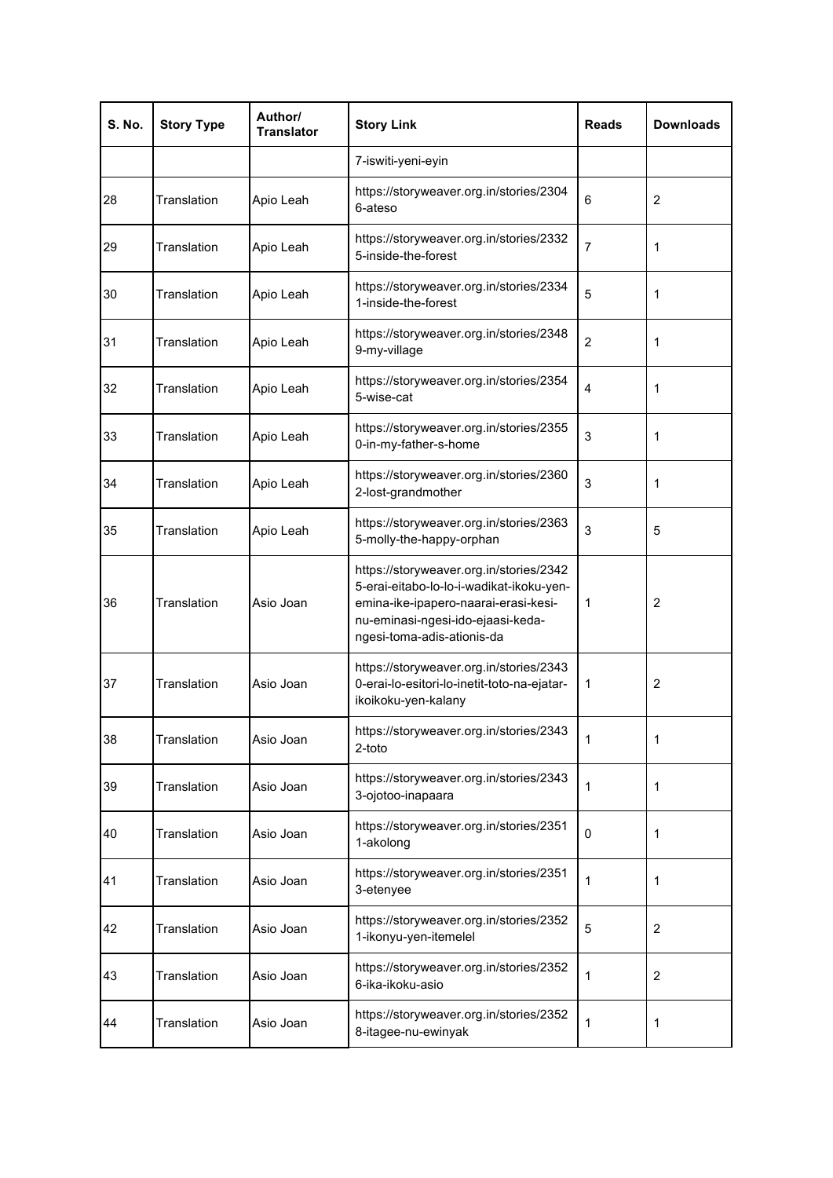| S. No. | Story Type | Author/ Translator | Story Link | Reads | Downloads |
|---|---|---|---|---|---|
| | | | 7-iswiti-yeni-eyin | | |
| 28 | Translation | Apio Leah | https://storyweaver.org.in/stories/23046-ateso | 6 | 2 |
| 29 | Translation | Apio Leah | https://storyweaver.org.in/stories/23325-inside-the-forest | 7 | 1 |
| 30 | Translation | Apio Leah | https://storyweaver.org.in/stories/23341-inside-the-forest | 5 | 1 |
| 31 | Translation | Apio Leah | https://storyweaver.org.in/stories/23489-my-village | 2 | 1 |
| 32 | Translation | Apio Leah | https://storyweaver.org.in/stories/23545-wise-cat | 4 | 1 |
| 33 | Translation | Apio Leah | https://storyweaver.org.in/stories/23550-in-my-father-s-home | 3 | 1 |
| 34 | Translation | Apio Leah | https://storyweaver.org.in/stories/23602-lost-grandmother | 3 | 1 |
| 35 | Translation | Apio Leah | https://storyweaver.org.in/stories/23635-molly-the-happy-orphan | 3 | 5 |
| 36 | Translation | Asio Joan | https://storyweaver.org.in/stories/23425-erai-eitabo-lo-lo-i-wadikat-ikoku-yen-emina-ike-ipapero-naarai-erasi-kesi-nu-eminasi-ngesi-ido-ejaasi-keda-ngesi-toma-adis-ationis-da | 1 | 2 |
| 37 | Translation | Asio Joan | https://storyweaver.org.in/stories/23430-erai-lo-esitori-lo-inetit-toto-na-ejatar-ikoikoku-yen-kalany | 1 | 2 |
| 38 | Translation | Asio Joan | https://storyweaver.org.in/stories/23432-toto | 1 | 1 |
| 39 | Translation | Asio Joan | https://storyweaver.org.in/stories/23433-ojotoo-inapaara | 1 | 1 |
| 40 | Translation | Asio Joan | https://storyweaver.org.in/stories/23511-akolong | 0 | 1 |
| 41 | Translation | Asio Joan | https://storyweaver.org.in/stories/23513-etenyee | 1 | 1 |
| 42 | Translation | Asio Joan | https://storyweaver.org.in/stories/23521-ikonyu-yen-itemelel | 5 | 2 |
| 43 | Translation | Asio Joan | https://storyweaver.org.in/stories/23526-ika-ikoku-asio | 1 | 2 |
| 44 | Translation | Asio Joan | https://storyweaver.org.in/stories/23528-itagee-nu-ewinyak | 1 | 1 |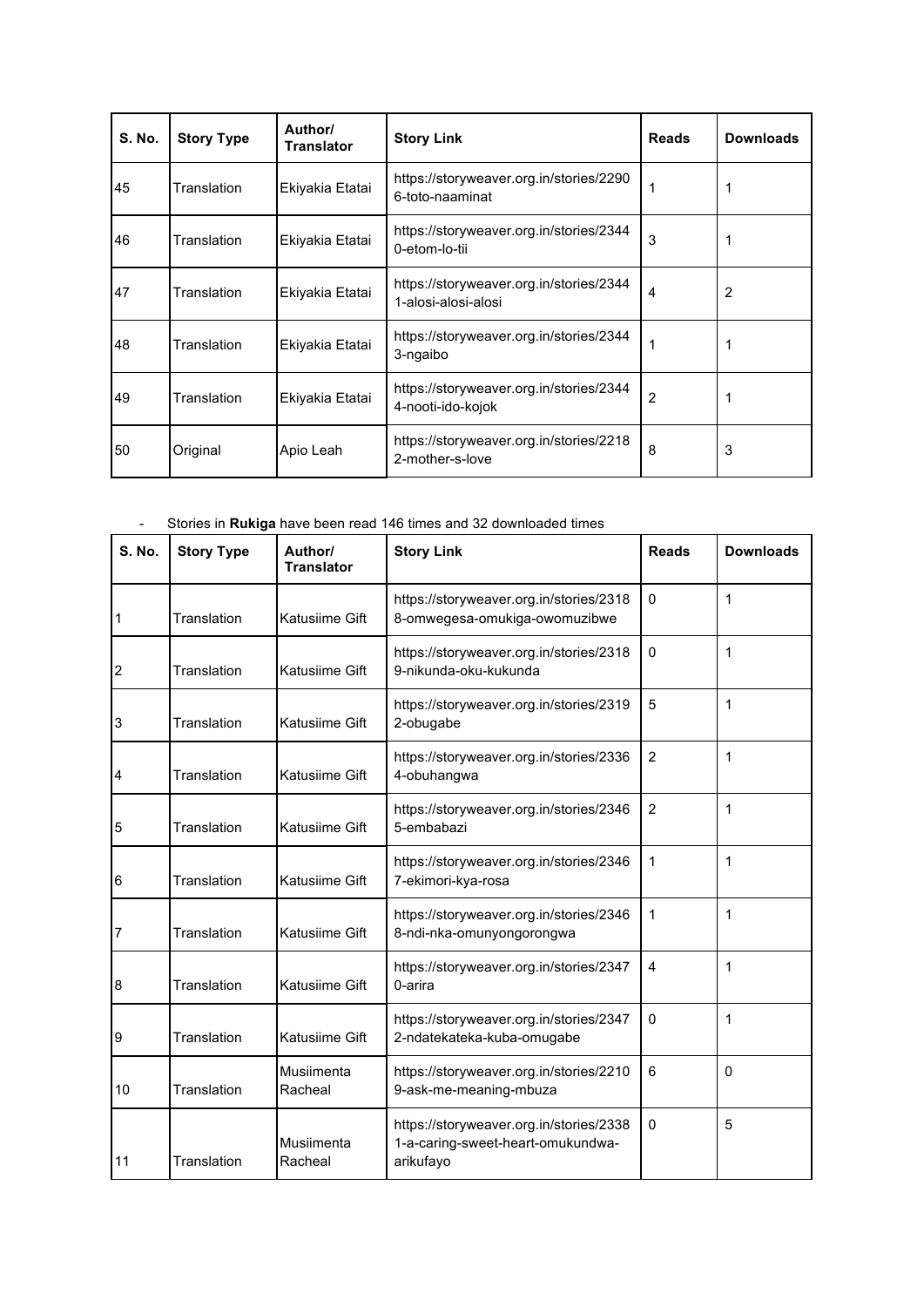| S. No. | Story Type | Author/ Translator | Story Link | Reads | Downloads |
|---|---|---|---|---|---|
| 45 | Translation | Ekiyakia Etatai | https://storyweaver.org.in/stories/22906-toto-naaminat | 1 | 1 |
| 46 | Translation | Ekiyakia Etatai | https://storyweaver.org.in/stories/23440-etom-lo-tii | 3 | 1 |
| 47 | Translation | Ekiyakia Etatai | https://storyweaver.org.in/stories/23441-alosi-alosi-alosi | 4 | 2 |
| 48 | Translation | Ekiyakia Etatai | https://storyweaver.org.in/stories/23443-ngaibo | 1 | 1 |
| 49 | Translation | Ekiyakia Etatai | https://storyweaver.org.in/stories/23444-nooti-ido-kojok | 2 | 1 |
| 50 | Original | Apio Leah | https://storyweaver.org.in/stories/22182-mother-s-love | 8 | 3 |

- Stories in **Rukiga** have been read 146 times and 32 downloaded times

| S. No. | Story Type | Author/ Translator | Story Link | Reads | Downloads |
|---|---|---|---|---|---|
| 1 | Translation | Katusiime Gift | https://storyweaver.org.in/stories/23188-omwegesa-omukiga-owomuzibwe | 0 | 1 |
| 2 | Translation | Katusiime Gift | https://storyweaver.org.in/stories/23189-nikunda-oku-kukunda | 0 | 1 |
| 3 | Translation | Katusiime Gift | https://storyweaver.org.in/stories/23192-obugabe | 5 | 1 |
| 4 | Translation | Katusiime Gift | https://storyweaver.org.in/stories/23364-obuhangwa | 2 | 1 |
| 5 | Translation | Katusiime Gift | https://storyweaver.org.in/stories/23465-embabazi | 2 | 1 |
| 6 | Translation | Katusiime Gift | https://storyweaver.org.in/stories/23467-ekimori-kya-rosa | 1 | 1 |
| 7 | Translation | Katusiime Gift | https://storyweaver.org.in/stories/23468-ndi-nka-omunyongorongwa | 1 | 1 |
| 8 | Translation | Katusiime Gift | https://storyweaver.org.in/stories/23470-arira | 4 | 1 |
| 9 | Translation | Katusiime Gift | https://storyweaver.org.in/stories/23472-ndatekateka-kuba-omugabe | 0 | 1 |
| 10 | Translation | Musiimenta Racheal | https://storyweaver.org.in/stories/22109-ask-me-meaning-mbuza | 6 | 0 |
| 11 | Translation | Musiimenta Racheal | https://storyweaver.org.in/stories/23381-a-caring-sweet-heart-omukundwa-arikufayo | 0 | 5 |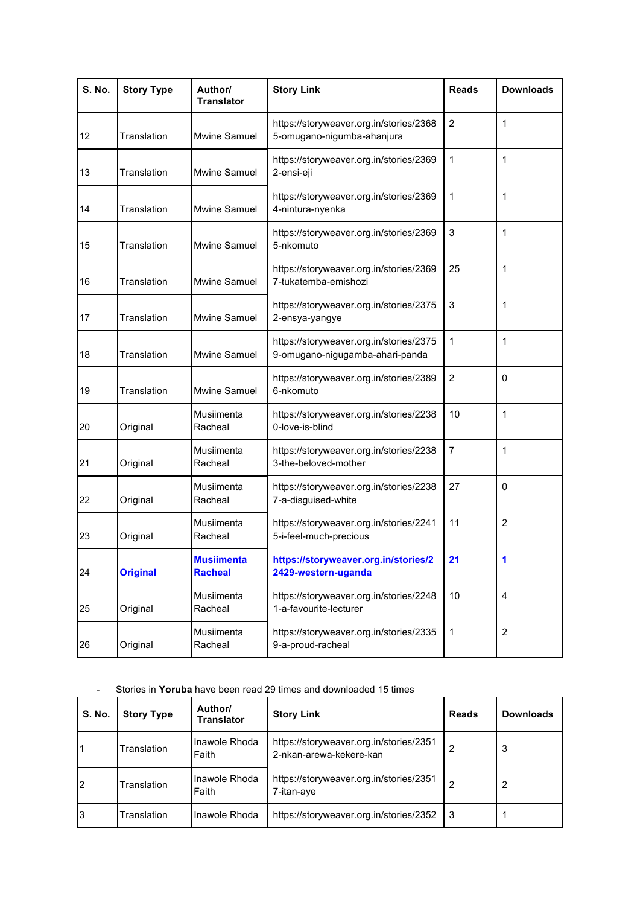| S. No. | Story Type | Author/ Translator | Story Link | Reads | Downloads |
|---|---|---|---|---|---|
| 12 | Translation | Mwine Samuel | https://storyweaver.org.in/stories/23685-omugano-nigumba-ahanjura | 2 | 1 |
| 13 | Translation | Mwine Samuel | https://storyweaver.org.in/stories/23692-ensi-eji | 1 | 1 |
| 14 | Translation | Mwine Samuel | https://storyweaver.org.in/stories/23694-nintura-nyenka | 1 | 1 |
| 15 | Translation | Mwine Samuel | https://storyweaver.org.in/stories/23695-nkomuto | 3 | 1 |
| 16 | Translation | Mwine Samuel | https://storyweaver.org.in/stories/23697-tukatemba-emishozi | 25 | 1 |
| 17 | Translation | Mwine Samuel | https://storyweaver.org.in/stories/23752-ensya-yangye | 3 | 1 |
| 18 | Translation | Mwine Samuel | https://storyweaver.org.in/stories/23759-omugano-nigugamba-ahari-panda | 1 | 1 |
| 19 | Translation | Mwine Samuel | https://storyweaver.org.in/stories/23896-nkomuto | 2 | 0 |
| 20 | Original | Musiimenta Racheal | https://storyweaver.org.in/stories/22380-love-is-blind | 10 | 1 |
| 21 | Original | Musiimenta Racheal | https://storyweaver.org.in/stories/22383-the-beloved-mother | 7 | 1 |
| 22 | Original | Musiimenta Racheal | https://storyweaver.org.in/stories/22387-a-disguised-white | 27 | 0 |
| 23 | Original | Musiimenta Racheal | https://storyweaver.org.in/stories/22415-i-feel-much-precious | 11 | 2 |
| 24 | **Original** | **Musiimenta Racheal** | **https://storyweaver.org.in/stories/22429-western-uganda** | **21** | **1** |
| 25 | Original | Musiimenta Racheal | https://storyweaver.org.in/stories/22481-a-favourite-lecturer | 10 | 4 |
| 26 | Original | Musiimenta Racheal | https://storyweaver.org.in/stories/23359-a-proud-racheal | 1 | 2 |

- Stories in **Yoruba** have been read 29 times and downloaded 15 times

| S. No. | Story Type | Author/ Translator | Story Link | Reads | Downloads |
|---|---|---|---|---|---|
| 1 | Translation | Inawole Rhoda Faith | https://storyweaver.org.in/stories/23512-nkan-arewa-kekere-kan | 2 | 3 |
| 2 | Translation | Inawole Rhoda Faith | https://storyweaver.org.in/stories/23517-itan-aye | 2 | 2 |
| 3 | Translation | Inawole Rhoda | https://storyweaver.org.in/stories/2352 | 3 | 1 |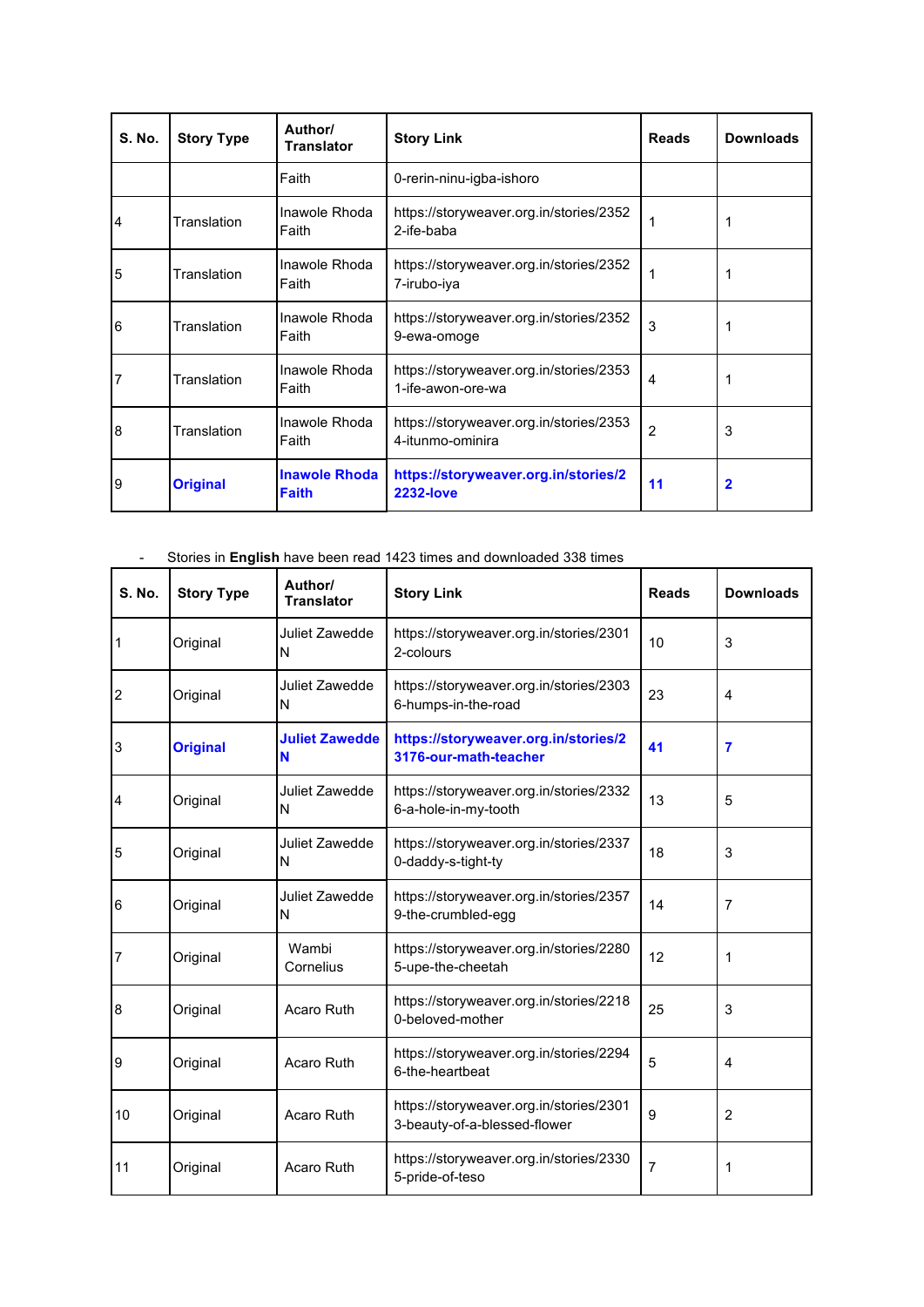| S. No. | Story Type | Author/ Translator | Story Link | Reads | Downloads |
|---|---|---|---|---|---|
| | | Faith | 0-rerin-ninu-igba-ishoro | | |
| 4 | Translation | Inawole Rhoda Faith | https://storyweaver.org.in/stories/23522-ife-baba | 1 | 1 |
| 5 | Translation | Inawole Rhoda Faith | https://storyweaver.org.in/stories/23527-irubo-iya | 1 | 1 |
| 6 | Translation | Inawole Rhoda Faith | https://storyweaver.org.in/stories/23529-ewa-omoge | 3 | 1 |
| 7 | Translation | Inawole Rhoda Faith | https://storyweaver.org.in/stories/23531-ife-awon-ore-wa | 4 | 1 |
| 8 | Translation | Inawole Rhoda Faith | https://storyweaver.org.in/stories/23534-itunmo-ominira | 2 | 3 |
| 9 | **Original** | **Inawole Rhoda Faith** | **https://storyweaver.org.in/stories/22232-love** | **11** | **2** |

- Stories in **English** have been read 1423 times and downloaded 338 times

| S. No. | Story Type | Author/ Translator | Story Link | Reads | Downloads |
|---|---|---|---|---|---|
| 1 | Original | Juliet Zawedde N | https://storyweaver.org.in/stories/23012-colours | 10 | 3 |
| 2 | Original | Juliet Zawedde N | https://storyweaver.org.in/stories/23036-humps-in-the-road | 23 | 4 |
| 3 | **Original** | **Juliet Zawedde N** | **https://storyweaver.org.in/stories/23176-our-math-teacher** | **41** | **7** |
| 4 | Original | Juliet Zawedde N | https://storyweaver.org.in/stories/23326-a-hole-in-my-tooth | 13 | 5 |
| 5 | Original | Juliet Zawedde N | https://storyweaver.org.in/stories/23370-daddy-s-tight-ty | 18 | 3 |
| 6 | Original | Juliet Zawedde N | https://storyweaver.org.in/stories/23579-the-crumbled-egg | 14 | 7 |
| 7 | Original | Wambi Cornelius | https://storyweaver.org.in/stories/22805-upe-the-cheetah | 12 | 1 |
| 8 | Original | Acaro Ruth | https://storyweaver.org.in/stories/22180-beloved-mother | 25 | 3 |
| 9 | Original | Acaro Ruth | https://storyweaver.org.in/stories/22946-the-heartbeat | 5 | 4 |
| 10 | Original | Acaro Ruth | https://storyweaver.org.in/stories/23013-beauty-of-a-blessed-flower | 9 | 2 |
| 11 | Original | Acaro Ruth | https://storyweaver.org.in/stories/23305-pride-of-teso | 7 | 1 |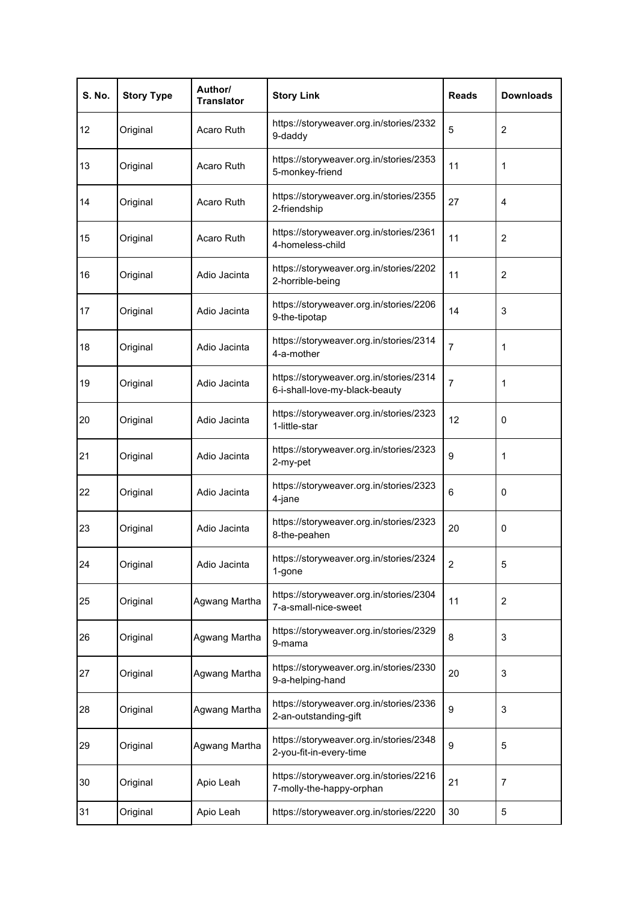| S. No. | Story Type | Author/ Translator | Story Link | Reads | Downloads |
|---|---|---|---|---|---|
| 12 | Original | Acaro Ruth | https://storyweaver.org.in/stories/23329-daddy | 5 | 2 |
| 13 | Original | Acaro Ruth | https://storyweaver.org.in/stories/23535-monkey-friend | 11 | 1 |
| 14 | Original | Acaro Ruth | https://storyweaver.org.in/stories/23552-friendship | 27 | 4 |
| 15 | Original | Acaro Ruth | https://storyweaver.org.in/stories/23614-homeless-child | 11 | 2 |
| 16 | Original | Adio Jacinta | https://storyweaver.org.in/stories/22022-horrible-being | 11 | 2 |
| 17 | Original | Adio Jacinta | https://storyweaver.org.in/stories/22069-the-tipotap | 14 | 3 |
| 18 | Original | Adio Jacinta | https://storyweaver.org.in/stories/23144-a-mother | 7 | 1 |
| 19 | Original | Adio Jacinta | https://storyweaver.org.in/stories/23146-i-shall-love-my-black-beauty | 7 | 1 |
| 20 | Original | Adio Jacinta | https://storyweaver.org.in/stories/23231-little-star | 12 | 0 |
| 21 | Original | Adio Jacinta | https://storyweaver.org.in/stories/23232-my-pet | 9 | 1 |
| 22 | Original | Adio Jacinta | https://storyweaver.org.in/stories/23234-jane | 6 | 0 |
| 23 | Original | Adio Jacinta | https://storyweaver.org.in/stories/23238-the-peahen | 20 | 0 |
| 24 | Original | Adio Jacinta | https://storyweaver.org.in/stories/23241-gone | 2 | 5 |
| 25 | Original | Agwang Martha | https://storyweaver.org.in/stories/23047-a-small-nice-sweet | 11 | 2 |
| 26 | Original | Agwang Martha | https://storyweaver.org.in/stories/23299-mama | 8 | 3 |
| 27 | Original | Agwang Martha | https://storyweaver.org.in/stories/23309-a-helping-hand | 20 | 3 |
| 28 | Original | Agwang Martha | https://storyweaver.org.in/stories/23362-an-outstanding-gift | 9 | 3 |
| 29 | Original | Agwang Martha | https://storyweaver.org.in/stories/23482-you-fit-in-every-time | 9 | 5 |
| 30 | Original | Apio Leah | https://storyweaver.org.in/stories/22167-molly-the-happy-orphan | 21 | 7 |
| 31 | Original | Apio Leah | https://storyweaver.org.in/stories/2220 | 30 | 5 |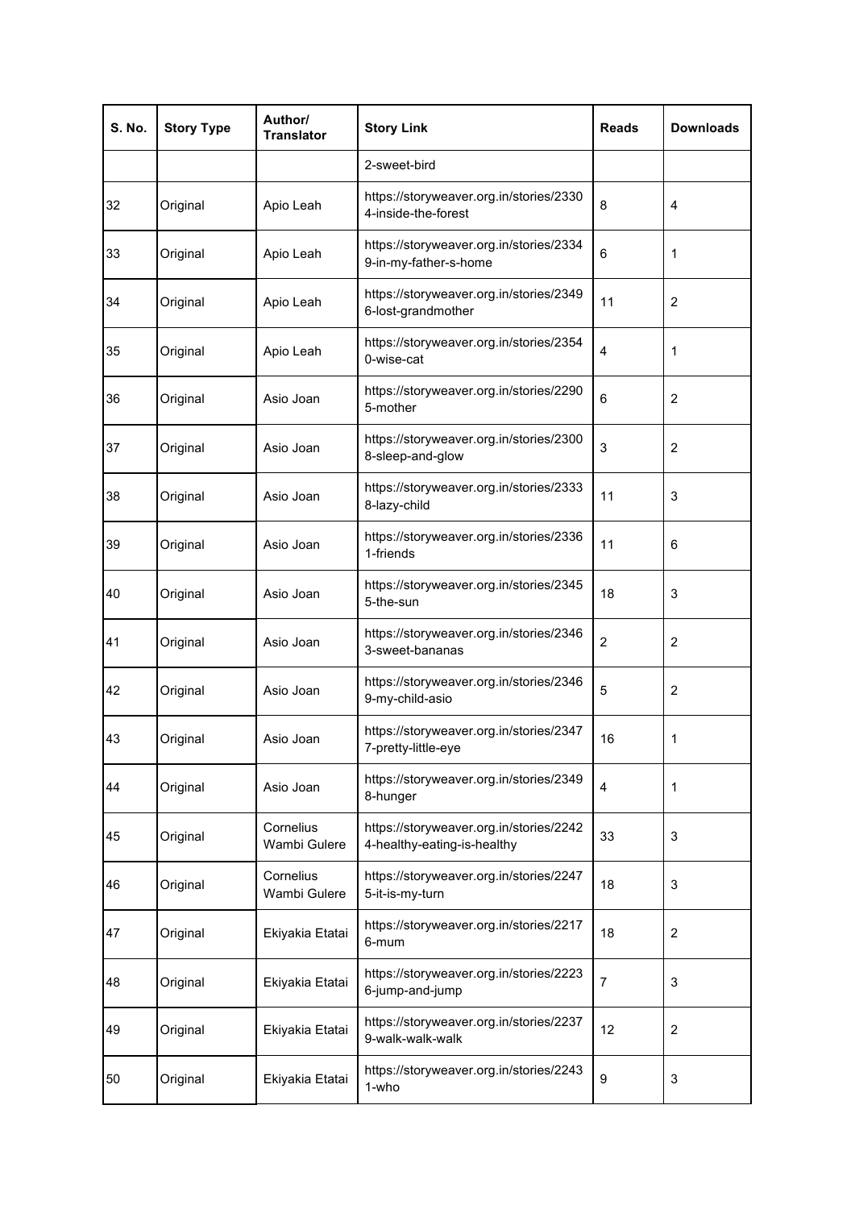| S. No. | Story Type | Author/ Translator | Story Link | Reads | Downloads |
|---|---|---|---|---|---|
| | | | 2-sweet-bird | | |
| 32 | Original | Apio Leah | https://storyweaver.org.in/stories/23304-inside-the-forest | 8 | 4 |
| 33 | Original | Apio Leah | https://storyweaver.org.in/stories/23349-in-my-father-s-home | 6 | 1 |
| 34 | Original | Apio Leah | https://storyweaver.org.in/stories/23496-lost-grandmother | 11 | 2 |
| 35 | Original | Apio Leah | https://storyweaver.org.in/stories/23540-wise-cat | 4 | 1 |
| 36 | Original | Asio Joan | https://storyweaver.org.in/stories/22905-mother | 6 | 2 |
| 37 | Original | Asio Joan | https://storyweaver.org.in/stories/23008-sleep-and-glow | 3 | 2 |
| 38 | Original | Asio Joan | https://storyweaver.org.in/stories/23338-lazy-child | 11 | 3 |
| 39 | Original | Asio Joan | https://storyweaver.org.in/stories/23361-friends | 11 | 6 |
| 40 | Original | Asio Joan | https://storyweaver.org.in/stories/23455-the-sun | 18 | 3 |
| 41 | Original | Asio Joan | https://storyweaver.org.in/stories/23463-sweet-bananas | 2 | 2 |
| 42 | Original | Asio Joan | https://storyweaver.org.in/stories/23469-my-child-asio | 5 | 2 |
| 43 | Original | Asio Joan | https://storyweaver.org.in/stories/23477-pretty-little-eye | 16 | 1 |
| 44 | Original | Asio Joan | https://storyweaver.org.in/stories/23498-hunger | 4 | 1 |
| 45 | Original | Cornelius Wambi Gulere | https://storyweaver.org.in/stories/22424-healthy-eating-is-healthy | 33 | 3 |
| 46 | Original | Cornelius Wambi Gulere | https://storyweaver.org.in/stories/22475-it-is-my-turn | 18 | 3 |
| 47 | Original | Ekiyakia Etatai | https://storyweaver.org.in/stories/22176-mum | 18 | 2 |
| 48 | Original | Ekiyakia Etatai | https://storyweaver.org.in/stories/22236-jump-and-jump | 7 | 3 |
| 49 | Original | Ekiyakia Etatai | https://storyweaver.org.in/stories/22379-walk-walk-walk | 12 | 2 |
| 50 | Original | Ekiyakia Etatai | https://storyweaver.org.in/stories/22431-who | 9 | 3 |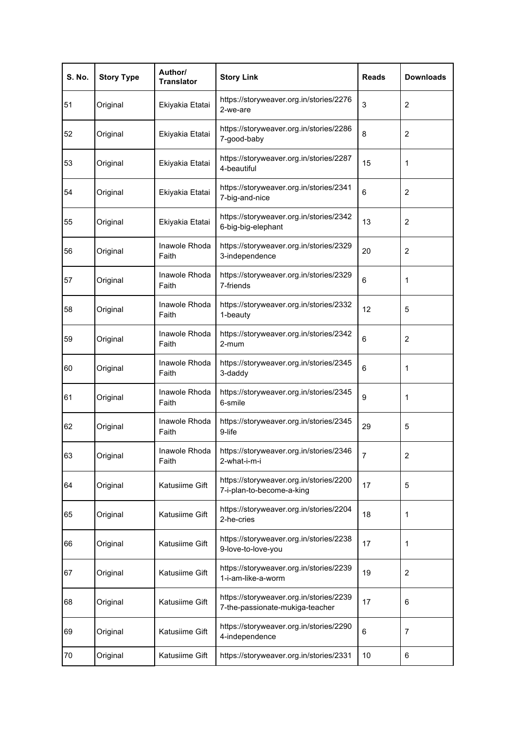| S. No. | Story Type | Author/ Translator | Story Link | Reads | Downloads |
|---|---|---|---|---|---|
| 51 | Original | Ekiyakia Etatai | https://storyweaver.org.in/stories/22762-we-are | 3 | 2 |
| 52 | Original | Ekiyakia Etatai | https://storyweaver.org.in/stories/22867-good-baby | 8 | 2 |
| 53 | Original | Ekiyakia Etatai | https://storyweaver.org.in/stories/22874-beautiful | 15 | 1 |
| 54 | Original | Ekiyakia Etatai | https://storyweaver.org.in/stories/23417-big-and-nice | 6 | 2 |
| 55 | Original | Ekiyakia Etatai | https://storyweaver.org.in/stories/23426-big-big-elephant | 13 | 2 |
| 56 | Original | Inawole Rhoda Faith | https://storyweaver.org.in/stories/23293-independence | 20 | 2 |
| 57 | Original | Inawole Rhoda Faith | https://storyweaver.org.in/stories/23297-friends | 6 | 1 |
| 58 | Original | Inawole Rhoda Faith | https://storyweaver.org.in/stories/23321-beauty | 12 | 5 |
| 59 | Original | Inawole Rhoda Faith | https://storyweaver.org.in/stories/23422-mum | 6 | 2 |
| 60 | Original | Inawole Rhoda Faith | https://storyweaver.org.in/stories/23453-daddy | 6 | 1 |
| 61 | Original | Inawole Rhoda Faith | https://storyweaver.org.in/stories/23456-smile | 9 | 1 |
| 62 | Original | Inawole Rhoda Faith | https://storyweaver.org.in/stories/23459-life | 29 | 5 |
| 63 | Original | Inawole Rhoda Faith | https://storyweaver.org.in/stories/23462-what-i-m-i | 7 | 2 |
| 64 | Original | Katusiime Gift | https://storyweaver.org.in/stories/22007-i-plan-to-become-a-king | 17 | 5 |
| 65 | Original | Katusiime Gift | https://storyweaver.org.in/stories/22042-he-cries | 18 | 1 |
| 66 | Original | Katusiime Gift | https://storyweaver.org.in/stories/22389-love-to-love-you | 17 | 1 |
| 67 | Original | Katusiime Gift | https://storyweaver.org.in/stories/22391-i-am-like-a-worm | 19 | 2 |
| 68 | Original | Katusiime Gift | https://storyweaver.org.in/stories/22397-the-passionate-mukiga-teacher | 17 | 6 |
| 69 | Original | Katusiime Gift | https://storyweaver.org.in/stories/22904-independence | 6 | 7 |
| 70 | Original | Katusiime Gift | https://storyweaver.org.in/stories/2331 | 10 | 6 |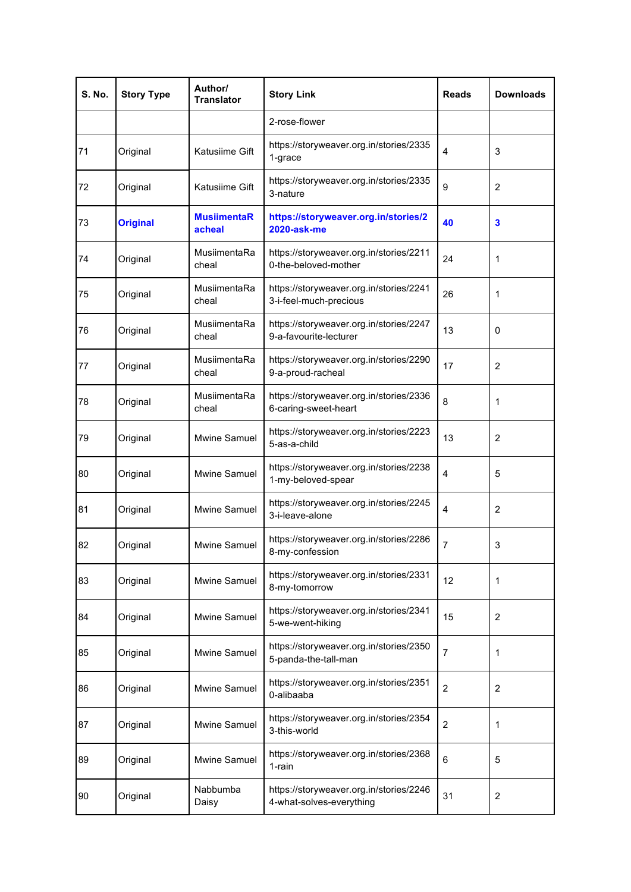| S. No. | Story Type | Author/ Translator | Story Link | Reads | Downloads |
|---|---|---|---|---|---|
| | | | 2-rose-flower | | |
| 71 | Original | Katusiime Gift | https://storyweaver.org.in/stories/23351-grace | 4 | 3 |
| 72 | Original | Katusiime Gift | https://storyweaver.org.in/stories/23353-nature | 9 | 2 |
| 73 | **Original** | **MusiimentaRacheal** | **https://storyweaver.org.in/stories/22020-ask-me** | **40** | **3** |
| 74 | Original | MusiimentaRacheal | https://storyweaver.org.in/stories/22110-the-beloved-mother | 24 | 1 |
| 75 | Original | MusiimentaRacheal | https://storyweaver.org.in/stories/22413-i-feel-much-precious | 26 | 1 |
| 76 | Original | MusiimentaRacheal | https://storyweaver.org.in/stories/22479-a-favourite-lecturer | 13 | 0 |
| 77 | Original | MusiimentaRacheal | https://storyweaver.org.in/stories/22909-a-proud-racheal | 17 | 2 |
| 78 | Original | MusiimentaRacheal | https://storyweaver.org.in/stories/23366-caring-sweet-heart | 8 | 1 |
| 79 | Original | Mwine Samuel | https://storyweaver.org.in/stories/22235-as-a-child | 13 | 2 |
| 80 | Original | Mwine Samuel | https://storyweaver.org.in/stories/22381-my-beloved-spear | 4 | 5 |
| 81 | Original | Mwine Samuel | https://storyweaver.org.in/stories/22453-i-leave-alone | 4 | 2 |
| 82 | Original | Mwine Samuel | https://storyweaver.org.in/stories/22868-my-confession | 7 | 3 |
| 83 | Original | Mwine Samuel | https://storyweaver.org.in/stories/23318-my-tomorrow | 12 | 1 |
| 84 | Original | Mwine Samuel | https://storyweaver.org.in/stories/23415-we-went-hiking | 15 | 2 |
| 85 | Original | Mwine Samuel | https://storyweaver.org.in/stories/23505-panda-the-tall-man | 7 | 1 |
| 86 | Original | Mwine Samuel | https://storyweaver.org.in/stories/23510-alibaaba | 2 | 2 |
| 87 | Original | Mwine Samuel | https://storyweaver.org.in/stories/23543-this-world | 2 | 1 |
| 89 | Original | Mwine Samuel | https://storyweaver.org.in/stories/23681-rain | 6 | 5 |
| 90 | Original | Nabbumba Daisy | https://storyweaver.org.in/stories/22464-what-solves-everything | 31 | 2 |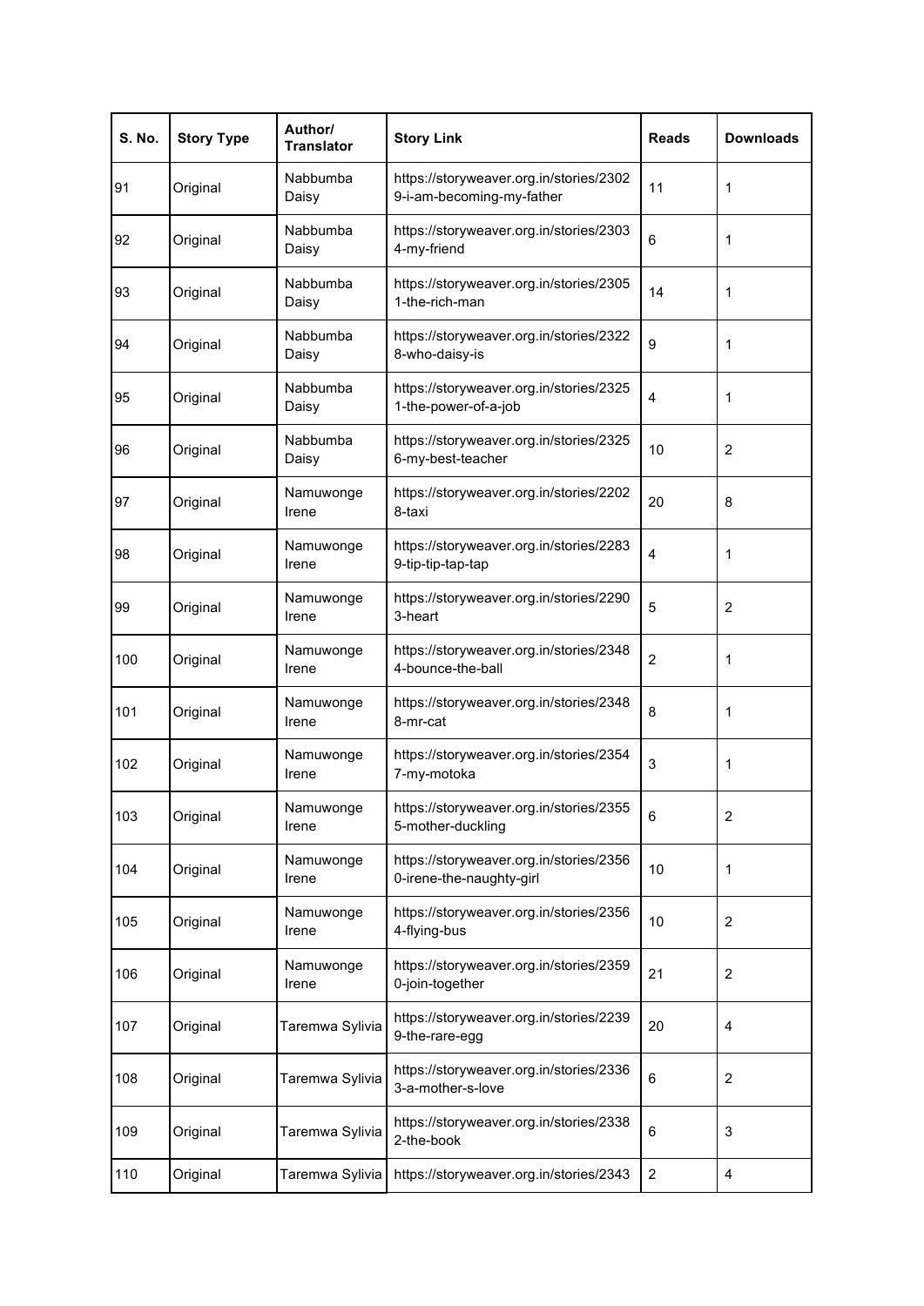| S. No. | Story Type | Author/ Translator | Story Link | Reads | Downloads |
|---|---|---|---|---|---|
| 91 | Original | Nabbumba Daisy | https://storyweaver.org.in/stories/23029-i-am-becoming-my-father | 11 | 1 |
| 92 | Original | Nabbumba Daisy | https://storyweaver.org.in/stories/23034-my-friend | 6 | 1 |
| 93 | Original | Nabbumba Daisy | https://storyweaver.org.in/stories/23051-the-rich-man | 14 | 1 |
| 94 | Original | Nabbumba Daisy | https://storyweaver.org.in/stories/23228-who-daisy-is | 9 | 1 |
| 95 | Original | Nabbumba Daisy | https://storyweaver.org.in/stories/23251-the-power-of-a-job | 4 | 1 |
| 96 | Original | Nabbumba Daisy | https://storyweaver.org.in/stories/23256-my-best-teacher | 10 | 2 |
| 97 | Original | Namuwonge Irene | https://storyweaver.org.in/stories/22028-taxi | 20 | 8 |
| 98 | Original | Namuwonge Irene | https://storyweaver.org.in/stories/22839-tip-tip-tap-tap | 4 | 1 |
| 99 | Original | Namuwonge Irene | https://storyweaver.org.in/stories/22903-heart | 5 | 2 |
| 100 | Original | Namuwonge Irene | https://storyweaver.org.in/stories/23484-bounce-the-ball | 2 | 1 |
| 101 | Original | Namuwonge Irene | https://storyweaver.org.in/stories/23488-mr-cat | 8 | 1 |
| 102 | Original | Namuwonge Irene | https://storyweaver.org.in/stories/23547-my-motoka | 3 | 1 |
| 103 | Original | Namuwonge Irene | https://storyweaver.org.in/stories/23555-mother-duckling | 6 | 2 |
| 104 | Original | Namuwonge Irene | https://storyweaver.org.in/stories/23560-irene-the-naughty-girl | 10 | 1 |
| 105 | Original | Namuwonge Irene | https://storyweaver.org.in/stories/23564-flying-bus | 10 | 2 |
| 106 | Original | Namuwonge Irene | https://storyweaver.org.in/stories/23590-join-together | 21 | 2 |
| 107 | Original | Taremwa Sylivia | https://storyweaver.org.in/stories/22399-the-rare-egg | 20 | 4 |
| 108 | Original | Taremwa Sylivia | https://storyweaver.org.in/stories/23363-a-mother-s-love | 6 | 2 |
| 109 | Original | Taremwa Sylivia | https://storyweaver.org.in/stories/23382-the-book | 6 | 3 |
| 110 | Original | Taremwa Sylivia | https://storyweaver.org.in/stories/2343 | 2 | 4 |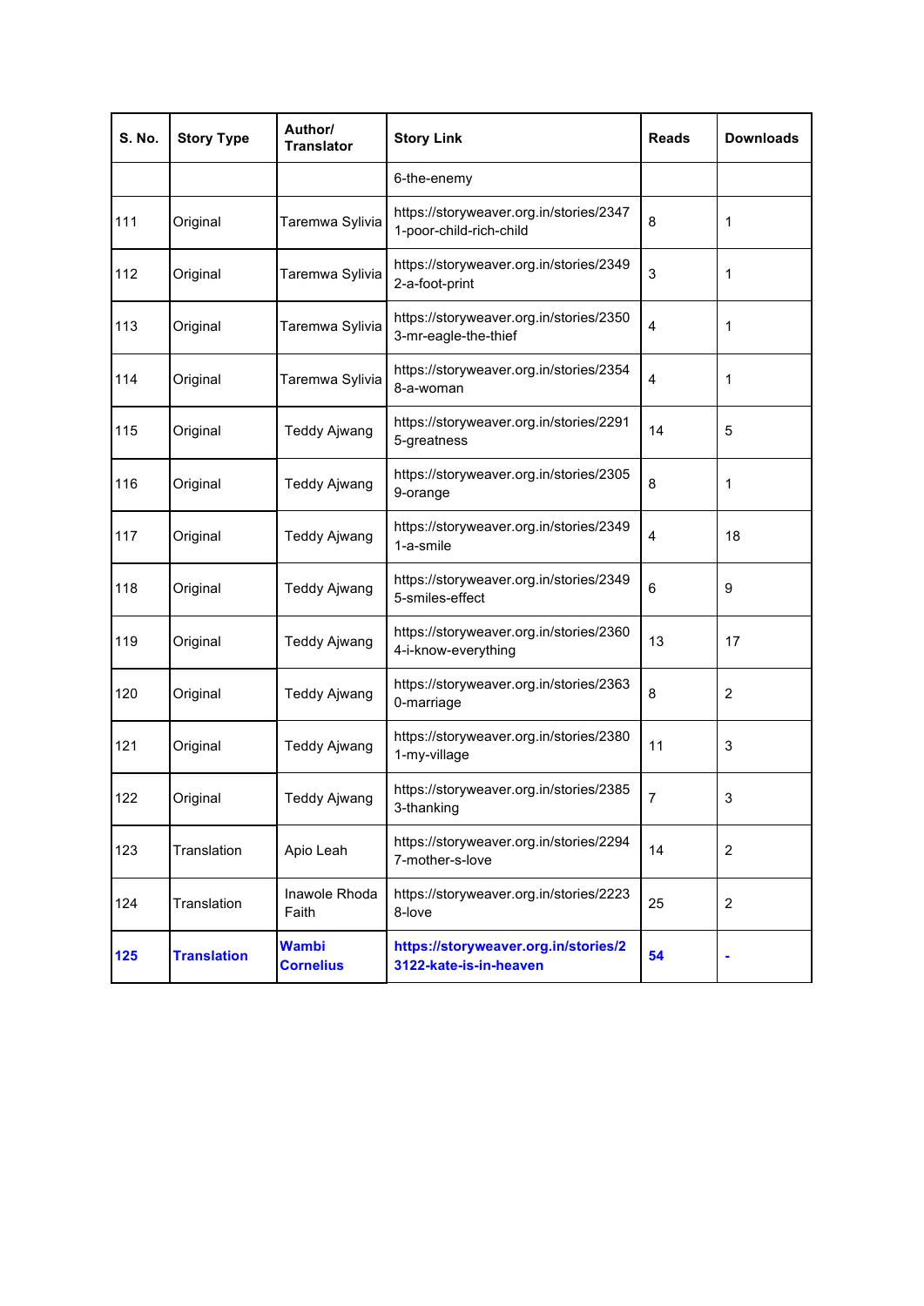| S. No. | Story Type | Author/ Translator | Story Link | Reads | Downloads |
|---|---|---|---|---|---|
| | | | 6-the-enemy | | |
| 111 | Original | Taremwa Sylivia | https://storyweaver.org.in/stories/23471-poor-child-rich-child | 8 | 1 |
| 112 | Original | Taremwa Sylivia | https://storyweaver.org.in/stories/23492-a-foot-print | 3 | 1 |
| 113 | Original | Taremwa Sylivia | https://storyweaver.org.in/stories/23503-mr-eagle-the-thief | 4 | 1 |
| 114 | Original | Taremwa Sylivia | https://storyweaver.org.in/stories/23548-a-woman | 4 | 1 |
| 115 | Original | Teddy Ajwang | https://storyweaver.org.in/stories/22915-greatness | 14 | 5 |
| 116 | Original | Teddy Ajwang | https://storyweaver.org.in/stories/23059-orange | 8 | 1 |
| 117 | Original | Teddy Ajwang | https://storyweaver.org.in/stories/23491-a-smile | 4 | 18 |
| 118 | Original | Teddy Ajwang | https://storyweaver.org.in/stories/23495-smiles-effect | 6 | 9 |
| 119 | Original | Teddy Ajwang | https://storyweaver.org.in/stories/23604-i-know-everything | 13 | 17 |
| 120 | Original | Teddy Ajwang | https://storyweaver.org.in/stories/23630-marriage | 8 | 2 |
| 121 | Original | Teddy Ajwang | https://storyweaver.org.in/stories/23801-my-village | 11 | 3 |
| 122 | Original | Teddy Ajwang | https://storyweaver.org.in/stories/23853-thanking | 7 | 3 |
| 123 | Translation | Apio Leah | https://storyweaver.org.in/stories/22947-mother-s-love | 14 | 2 |
| 124 | Translation | Inawole Rhoda Faith | https://storyweaver.org.in/stories/22238-love | 25 | 2 |
| **125** | **Translation** | **Wambi Cornelius** | **https://storyweaver.org.in/stories/23122-kate-is-in-heaven** | **54** | **-** |